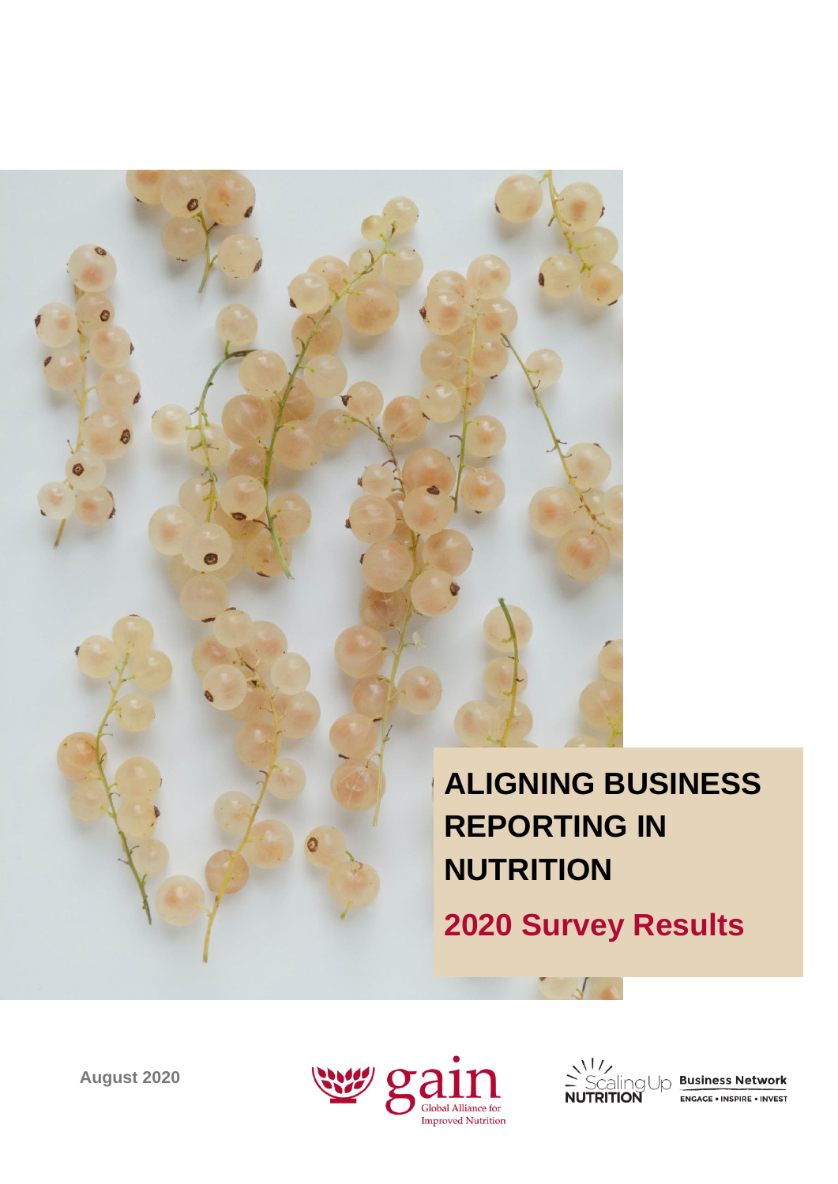# ALIGNING BUSINESS REPORTING IN NUTRITION

## 2020 Survey Results

August 2020

gain Global Alliance for Improved Nutrition

Scaling Up NUTRITION Business Network ENGAGE • INSPIRE • INVEST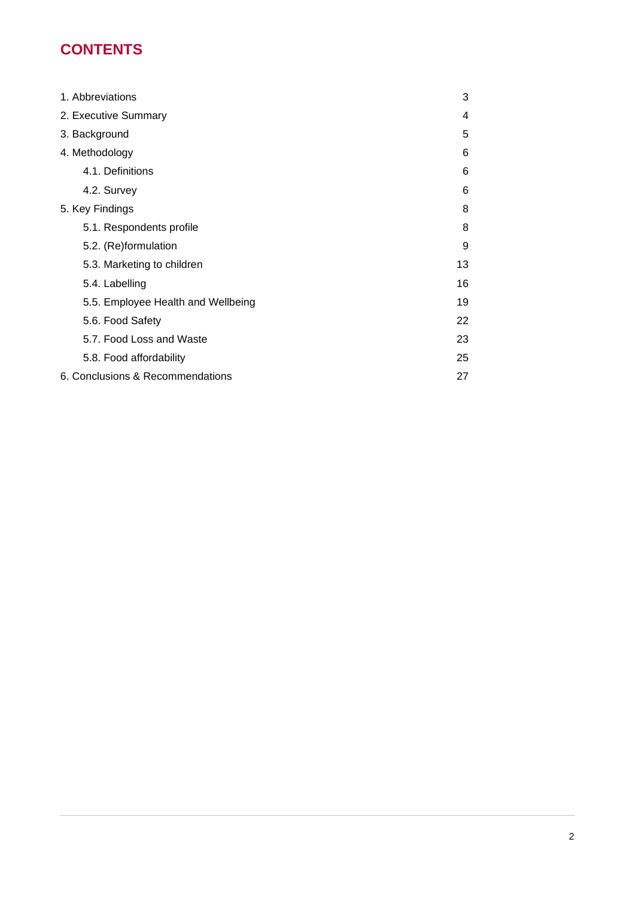# CONTENTS

| | |
|---|---|
| 1. Abbreviations | 3 |
| 2. Executive Summary | 4 |
| 3. Background | 5 |
| 4. Methodology | 6 |
| 4.1. Definitions | 6 |
| 4.2. Survey | 6 |
| 5. Key Findings | 8 |
| 5.1. Respondents profile | 8 |
| 5.2. (Re)formulation | 9 |
| 5.3. Marketing to children | 13 |
| 5.4. Labelling | 16 |
| 5.5. Employee Health and Wellbeing | 19 |
| 5.6. Food Safety | 22 |
| 5.7. Food Loss and Waste | 23 |
| 5.8. Food affordability | 25 |
| 6. Conclusions & Recommendations | 27 |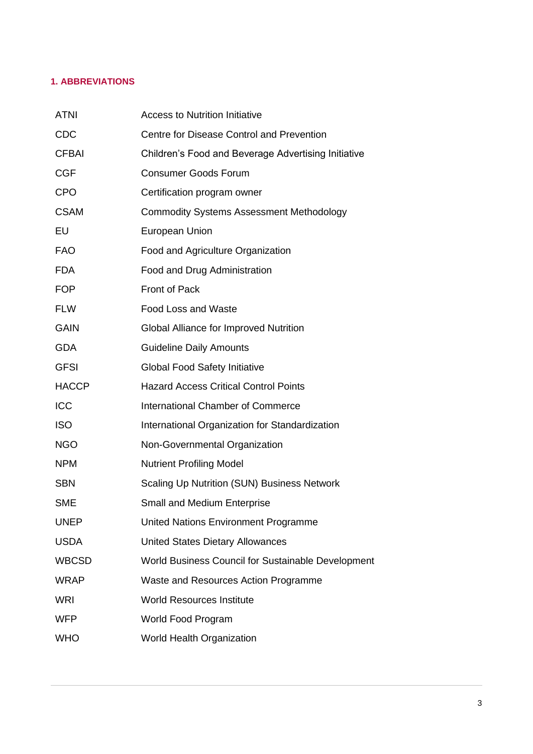## 1. ABBREVIATIONS

| | |
|---|---|
| ATNI | Access to Nutrition Initiative |
| CDC | Centre for Disease Control and Prevention |
| CFBAI | Children's Food and Beverage Advertising Initiative |
| CGF | Consumer Goods Forum |
| CPO | Certification program owner |
| CSAM | Commodity Systems Assessment Methodology |
| EU | European Union |
| FAO | Food and Agriculture Organization |
| FDA | Food and Drug Administration |
| FOP | Front of Pack |
| FLW | Food Loss and Waste |
| GAIN | Global Alliance for Improved Nutrition |
| GDA | Guideline Daily Amounts |
| GFSI | Global Food Safety Initiative |
| HACCP | Hazard Access Critical Control Points |
| ICC | International Chamber of Commerce |
| ISO | International Organization for Standardization |
| NGO | Non-Governmental Organization |
| NPM | Nutrient Profiling Model |
| SBN | Scaling Up Nutrition (SUN) Business Network |
| SME | Small and Medium Enterprise |
| UNEP | United Nations Environment Programme |
| USDA | United States Dietary Allowances |
| WBCSD | World Business Council for Sustainable Development |
| WRAP | Waste and Resources Action Programme |
| WRI | World Resources Institute |
| WFP | World Food Program |
| WHO | World Health Organization |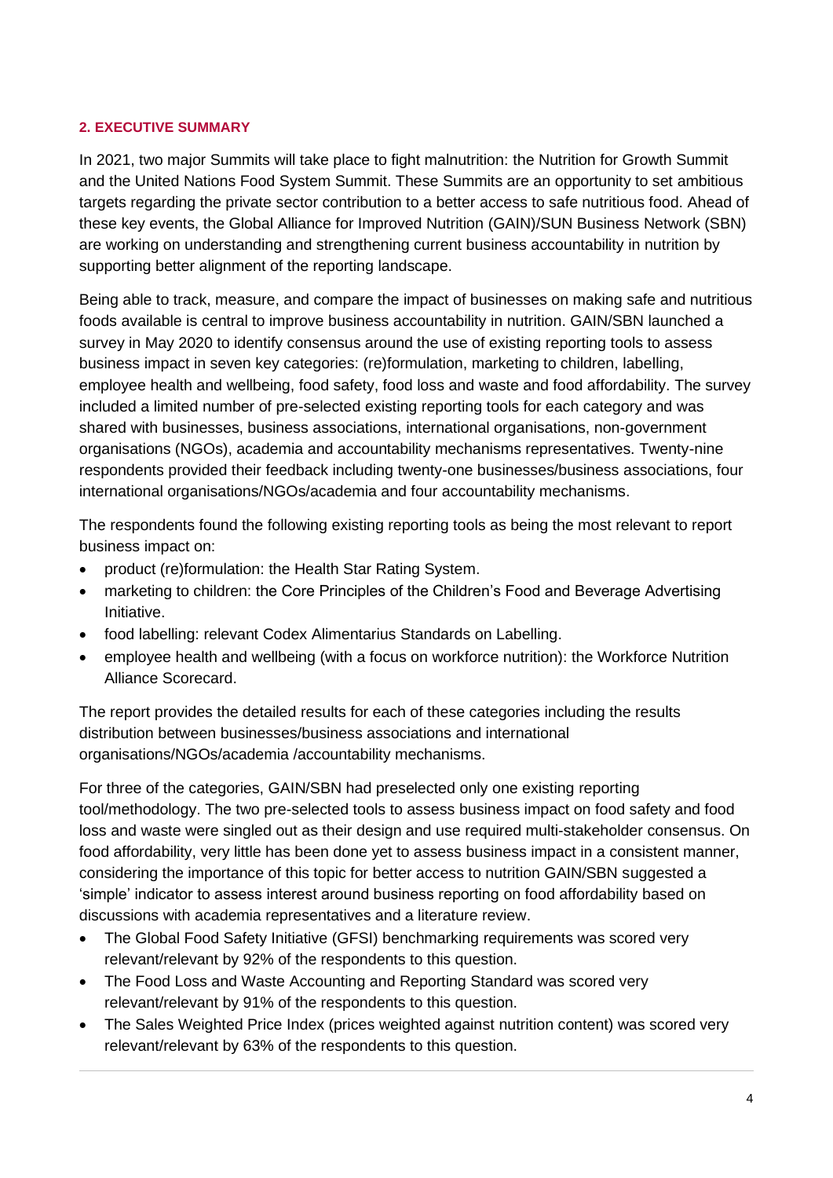## 2. EXECUTIVE SUMMARY

In 2021, two major Summits will take place to fight malnutrition: the Nutrition for Growth Summit and the United Nations Food System Summit. These Summits are an opportunity to set ambitious targets regarding the private sector contribution to a better access to safe nutritious food. Ahead of these key events, the Global Alliance for Improved Nutrition (GAIN)/SUN Business Network (SBN) are working on understanding and strengthening current business accountability in nutrition by supporting better alignment of the reporting landscape.

Being able to track, measure, and compare the impact of businesses on making safe and nutritious foods available is central to improve business accountability in nutrition. GAIN/SBN launched a survey in May 2020 to identify consensus around the use of existing reporting tools to assess business impact in seven key categories: (re)formulation, marketing to children, labelling, employee health and wellbeing, food safety, food loss and waste and food affordability. The survey included a limited number of pre-selected existing reporting tools for each category and was shared with businesses, business associations, international organisations, non-government organisations (NGOs), academia and accountability mechanisms representatives. Twenty-nine respondents provided their feedback including twenty-one businesses/business associations, four international organisations/NGOs/academia and four accountability mechanisms.

The respondents found the following existing reporting tools as being the most relevant to report business impact on:

- product (re)formulation: the Health Star Rating System.
- marketing to children: the Core Principles of the Children's Food and Beverage Advertising Initiative.
- food labelling: relevant Codex Alimentarius Standards on Labelling.
- employee health and wellbeing (with a focus on workforce nutrition): the Workforce Nutrition Alliance Scorecard.

The report provides the detailed results for each of these categories including the results distribution between businesses/business associations and international organisations/NGOs/academia /accountability mechanisms.

For three of the categories, GAIN/SBN had preselected only one existing reporting tool/methodology. The two pre-selected tools to assess business impact on food safety and food loss and waste were singled out as their design and use required multi-stakeholder consensus. On food affordability, very little has been done yet to assess business impact in a consistent manner, considering the importance of this topic for better access to nutrition GAIN/SBN suggested a 'simple' indicator to assess interest around business reporting on food affordability based on discussions with academia representatives and a literature review.

- The Global Food Safety Initiative (GFSI) benchmarking requirements was scored very relevant/relevant by 92% of the respondents to this question.
- The Food Loss and Waste Accounting and Reporting Standard was scored very relevant/relevant by 91% of the respondents to this question.
- The Sales Weighted Price Index (prices weighted against nutrition content) was scored very relevant/relevant by 63% of the respondents to this question.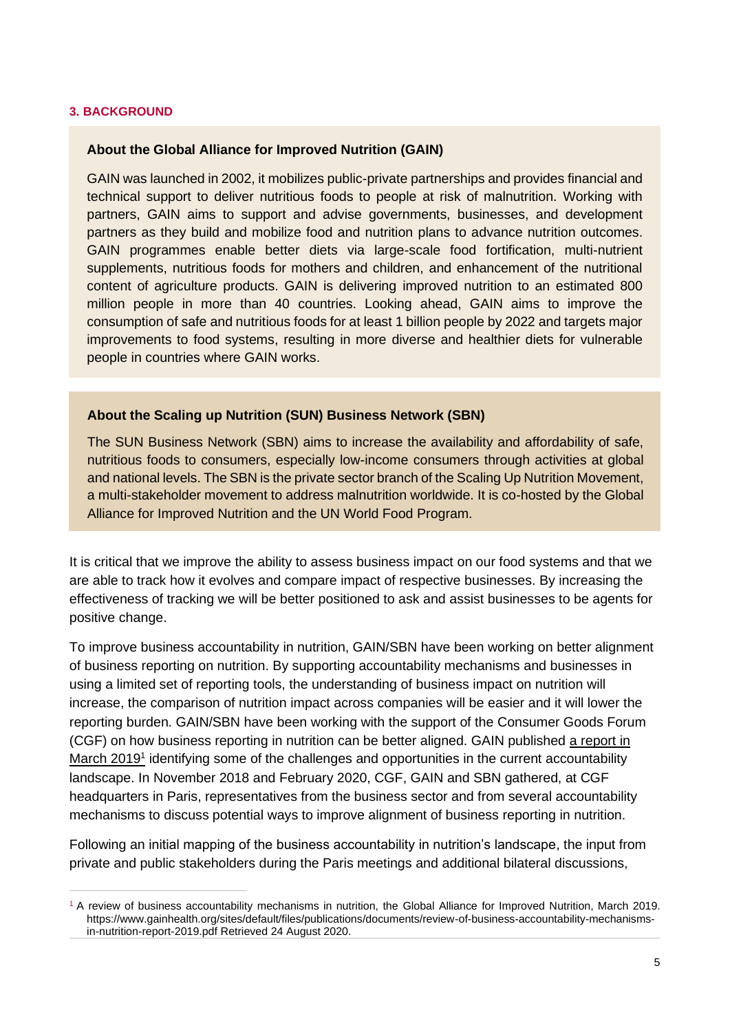## 3. BACKGROUND

### About the Global Alliance for Improved Nutrition (GAIN)

GAIN was launched in 2002, it mobilizes public-private partnerships and provides financial and technical support to deliver nutritious foods to people at risk of malnutrition. Working with partners, GAIN aims to support and advise governments, businesses, and development partners as they build and mobilize food and nutrition plans to advance nutrition outcomes. GAIN programmes enable better diets via large-scale food fortification, multi-nutrient supplements, nutritious foods for mothers and children, and enhancement of the nutritional content of agriculture products. GAIN is delivering improved nutrition to an estimated 800 million people in more than 40 countries. Looking ahead, GAIN aims to improve the consumption of safe and nutritious foods for at least 1 billion people by 2022 and targets major improvements to food systems, resulting in more diverse and healthier diets for vulnerable people in countries where GAIN works.

### About the Scaling up Nutrition (SUN) Business Network (SBN)

The SUN Business Network (SBN) aims to increase the availability and affordability of safe, nutritious foods to consumers, especially low-income consumers through activities at global and national levels. The SBN is the private sector branch of the Scaling Up Nutrition Movement, a multi-stakeholder movement to address malnutrition worldwide. It is co-hosted by the Global Alliance for Improved Nutrition and the UN World Food Program.

It is critical that we improve the ability to assess business impact on our food systems and that we are able to track how it evolves and compare impact of respective businesses. By increasing the effectiveness of tracking we will be better positioned to ask and assist businesses to be agents for positive change.

To improve business accountability in nutrition, GAIN/SBN have been working on better alignment of business reporting on nutrition. By supporting accountability mechanisms and businesses in using a limited set of reporting tools, the understanding of business impact on nutrition will increase, the comparison of nutrition impact across companies will be easier and it will lower the reporting burden. GAIN/SBN have been working with the support of the Consumer Goods Forum (CGF) on how business reporting in nutrition can be better aligned. GAIN published a report in March 2019[1] identifying some of the challenges and opportunities in the current accountability landscape. In November 2018 and February 2020, CGF, GAIN and SBN gathered, at CGF headquarters in Paris, representatives from the business sector and from several accountability mechanisms to discuss potential ways to improve alignment of business reporting in nutrition.

Following an initial mapping of the business accountability in nutrition's landscape, the input from private and public stakeholders during the Paris meetings and additional bilateral discussions,

[1] A review of business accountability mechanisms in nutrition, the Global Alliance for Improved Nutrition, March 2019. https://www.gainhealth.org/sites/default/files/publications/documents/review-of-business-accountability-mechanisms-in-nutrition-report-2019.pdf Retrieved 24 August 2020.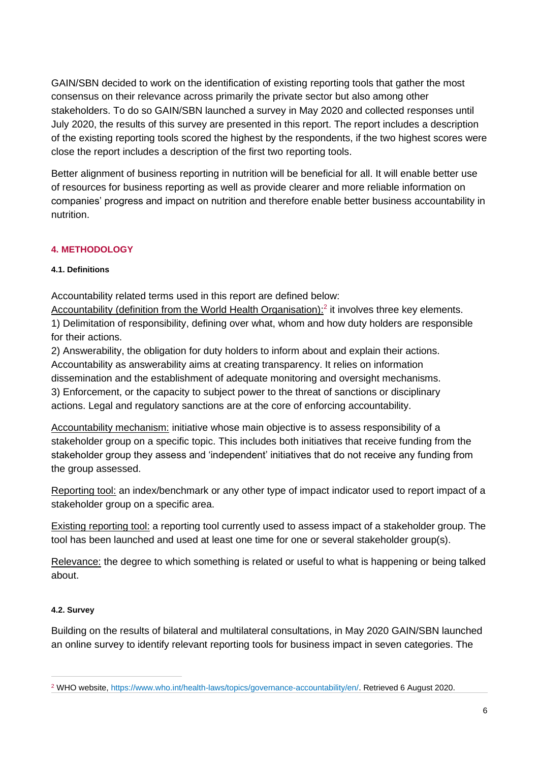GAIN/SBN decided to work on the identification of existing reporting tools that gather the most consensus on their relevance across primarily the private sector but also among other stakeholders. To do so GAIN/SBN launched a survey in May 2020 and collected responses until July 2020, the results of this survey are presented in this report. The report includes a description of the existing reporting tools scored the highest by the respondents, if the two highest scores were close the report includes a description of the first two reporting tools.

Better alignment of business reporting in nutrition will be beneficial for all. It will enable better use of resources for business reporting as well as provide clearer and more reliable information on companies' progress and impact on nutrition and therefore enable better business accountability in nutrition.

## 4. METHODOLOGY

### 4.1. Definitions

Accountability related terms used in this report are defined below:
Accountability (definition from the World Health Organisation):[2] it involves three key elements.
1) Delimitation of responsibility, defining over what, whom and how duty holders are responsible for their actions.
2) Answerability, the obligation for duty holders to inform about and explain their actions. Accountability as answerability aims at creating transparency. It relies on information dissemination and the establishment of adequate monitoring and oversight mechanisms.
3) Enforcement, or the capacity to subject power to the threat of sanctions or disciplinary actions. Legal and regulatory sanctions are at the core of enforcing accountability.

Accountability mechanism: initiative whose main objective is to assess responsibility of a stakeholder group on a specific topic. This includes both initiatives that receive funding from the stakeholder group they assess and 'independent' initiatives that do not receive any funding from the group assessed.

Reporting tool: an index/benchmark or any other type of impact indicator used to report impact of a stakeholder group on a specific area.

Existing reporting tool: a reporting tool currently used to assess impact of a stakeholder group. The tool has been launched and used at least one time for one or several stakeholder group(s).

Relevance: the degree to which something is related or useful to what is happening or being talked about.

### 4.2. Survey

Building on the results of bilateral and multilateral consultations, in May 2020 GAIN/SBN launched an online survey to identify relevant reporting tools for business impact in seven categories. The

[2] WHO website, https://www.who.int/health-laws/topics/governance-accountability/en/. Retrieved 6 August 2020.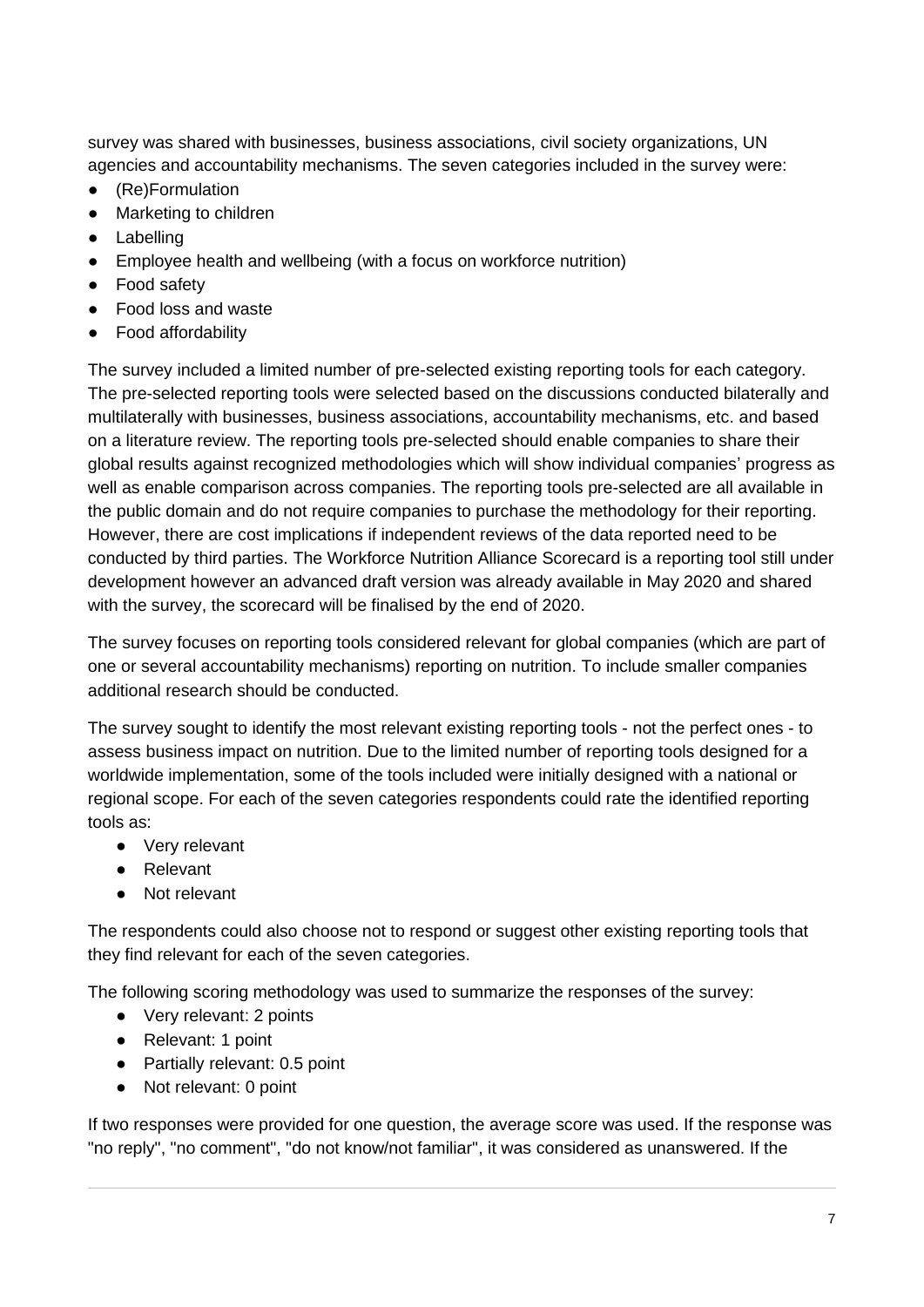survey was shared with businesses, business associations, civil society organizations, UN agencies and accountability mechanisms. The seven categories included in the survey were:

- (Re)Formulation
- Marketing to children
- Labelling
- Employee health and wellbeing (with a focus on workforce nutrition)
- Food safety
- Food loss and waste
- Food affordability

The survey included a limited number of pre-selected existing reporting tools for each category. The pre-selected reporting tools were selected based on the discussions conducted bilaterally and multilaterally with businesses, business associations, accountability mechanisms, etc. and based on a literature review. The reporting tools pre-selected should enable companies to share their global results against recognized methodologies which will show individual companies' progress as well as enable comparison across companies. The reporting tools pre-selected are all available in the public domain and do not require companies to purchase the methodology for their reporting. However, there are cost implications if independent reviews of the data reported need to be conducted by third parties. The Workforce Nutrition Alliance Scorecard is a reporting tool still under development however an advanced draft version was already available in May 2020 and shared with the survey, the scorecard will be finalised by the end of 2020.

The survey focuses on reporting tools considered relevant for global companies (which are part of one or several accountability mechanisms) reporting on nutrition. To include smaller companies additional research should be conducted.

The survey sought to identify the most relevant existing reporting tools - not the perfect ones - to assess business impact on nutrition. Due to the limited number of reporting tools designed for a worldwide implementation, some of the tools included were initially designed with a national or regional scope. For each of the seven categories respondents could rate the identified reporting tools as:

- Very relevant
- Relevant
- Not relevant

The respondents could also choose not to respond or suggest other existing reporting tools that they find relevant for each of the seven categories.

The following scoring methodology was used to summarize the responses of the survey:

- Very relevant: 2 points
- Relevant: 1 point
- Partially relevant: 0.5 point
- Not relevant: 0 point

If two responses were provided for one question, the average score was used. If the response was "no reply", "no comment", "do not know/not familiar", it was considered as unanswered. If the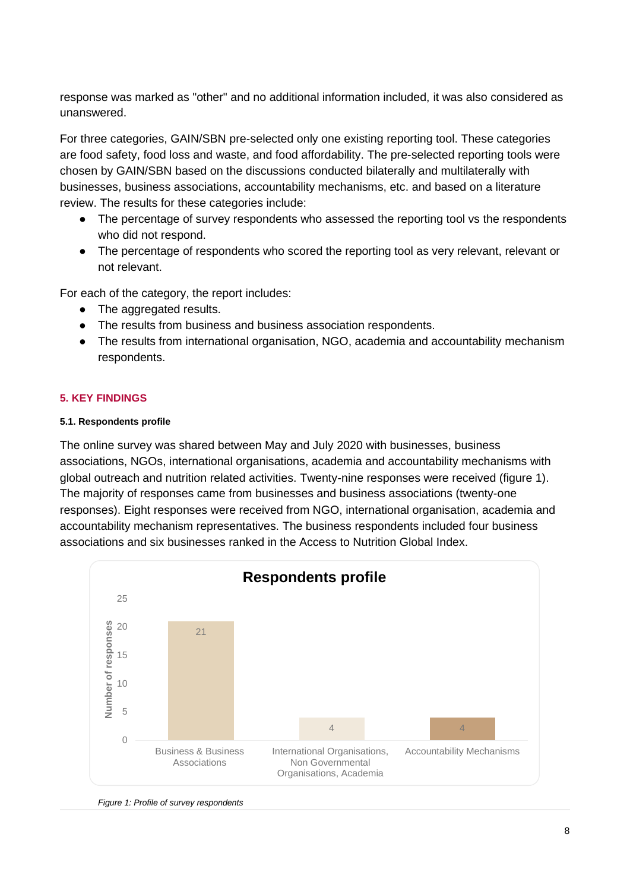response was marked as "other" and no additional information included, it was also considered as unanswered.

For three categories, GAIN/SBN pre-selected only one existing reporting tool. These categories are food safety, food loss and waste, and food affordability. The pre-selected reporting tools were chosen by GAIN/SBN based on the discussions conducted bilaterally and multilaterally with businesses, business associations, accountability mechanisms, etc. and based on a literature review. The results for these categories include:

- The percentage of survey respondents who assessed the reporting tool vs the respondents who did not respond.
- The percentage of respondents who scored the reporting tool as very relevant, relevant or not relevant.

For each of the category, the report includes:

- The aggregated results.
- The results from business and business association respondents.
- The results from international organisation, NGO, academia and accountability mechanism respondents.

## 5. KEY FINDINGS

### 5.1. Respondents profile

The online survey was shared between May and July 2020 with businesses, business associations, NGOs, international organisations, academia and accountability mechanisms with global outreach and nutrition related activities. Twenty-nine responses were received (figure 1). The majority of responses came from businesses and business associations (twenty-one responses). Eight responses were received from NGO, international organisation, academia and accountability mechanism representatives. The business respondents included four business associations and six businesses ranked in the Access to Nutrition Global Index.

**Respondents profile**

| Category | Number of responses |
|---|---|
| Business & Business Associations | 21 |
| International Organisations, Non Governmental Organisations, Academia | 4 |
| Accountability Mechanisms | 4 |

*Figure 1: Profile of survey respondents*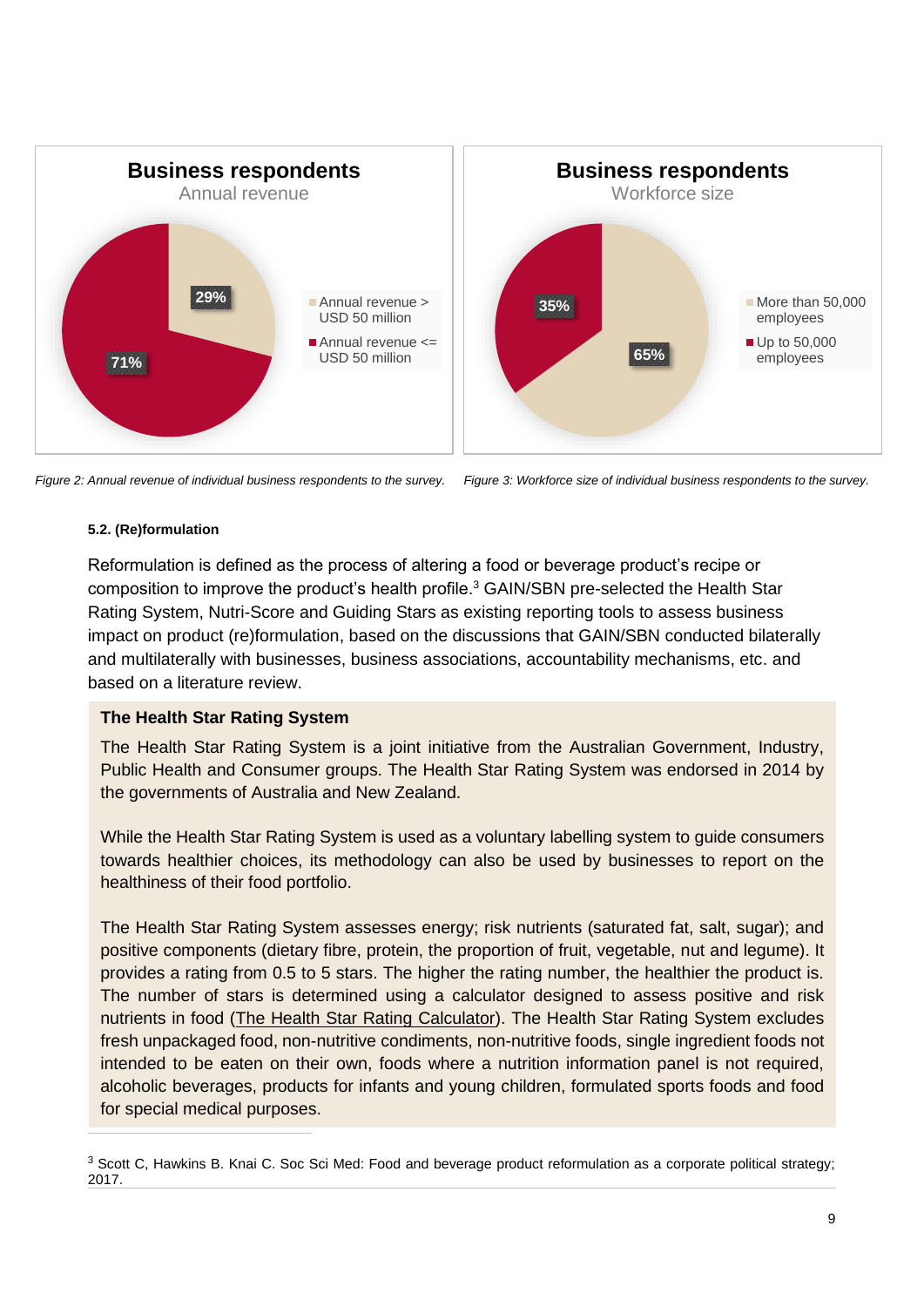**Business respondents**
Annual revenue

- Annual revenue > USD 50 million: 29%
- Annual revenue <= USD 50 million: 71%

*Figure 2: Annual revenue of individual business respondents to the survey.*

**Business respondents**
Workforce size

- More than 50,000 employees: 65%
- Up to 50,000 employees: 35%

*Figure 3: Workforce size of individual business respondents to the survey.*

#### 5.2. (Re)formulation

Reformulation is defined as the process of altering a food or beverage product's recipe or composition to improve the product's health profile.[3] GAIN/SBN pre-selected the Health Star Rating System, Nutri-Score and Guiding Stars as existing reporting tools to assess business impact on product (re)formulation, based on the discussions that GAIN/SBN conducted bilaterally and multilaterally with businesses, business associations, accountability mechanisms, etc. and based on a literature review.

**The Health Star Rating System**

The Health Star Rating System is a joint initiative from the Australian Government, Industry, Public Health and Consumer groups. The Health Star Rating System was endorsed in 2014 by the governments of Australia and New Zealand.

While the Health Star Rating System is used as a voluntary labelling system to guide consumers towards healthier choices, its methodology can also be used by businesses to report on the healthiness of their food portfolio.

The Health Star Rating System assesses energy; risk nutrients (saturated fat, salt, sugar); and positive components (dietary fibre, protein, the proportion of fruit, vegetable, nut and legume). It provides a rating from 0.5 to 5 stars. The higher the rating number, the healthier the product is. The number of stars is determined using a calculator designed to assess positive and risk nutrients in food (The Health Star Rating Calculator). The Health Star Rating System excludes fresh unpackaged food, non-nutritive condiments, non-nutritive foods, single ingredient foods not intended to be eaten on their own, foods where a nutrition information panel is not required, alcoholic beverages, products for infants and young children, formulated sports foods and food for special medical purposes.

---

[3] Scott C, Hawkins B. Knai C. Soc Sci Med: Food and beverage product reformulation as a corporate political strategy; 2017.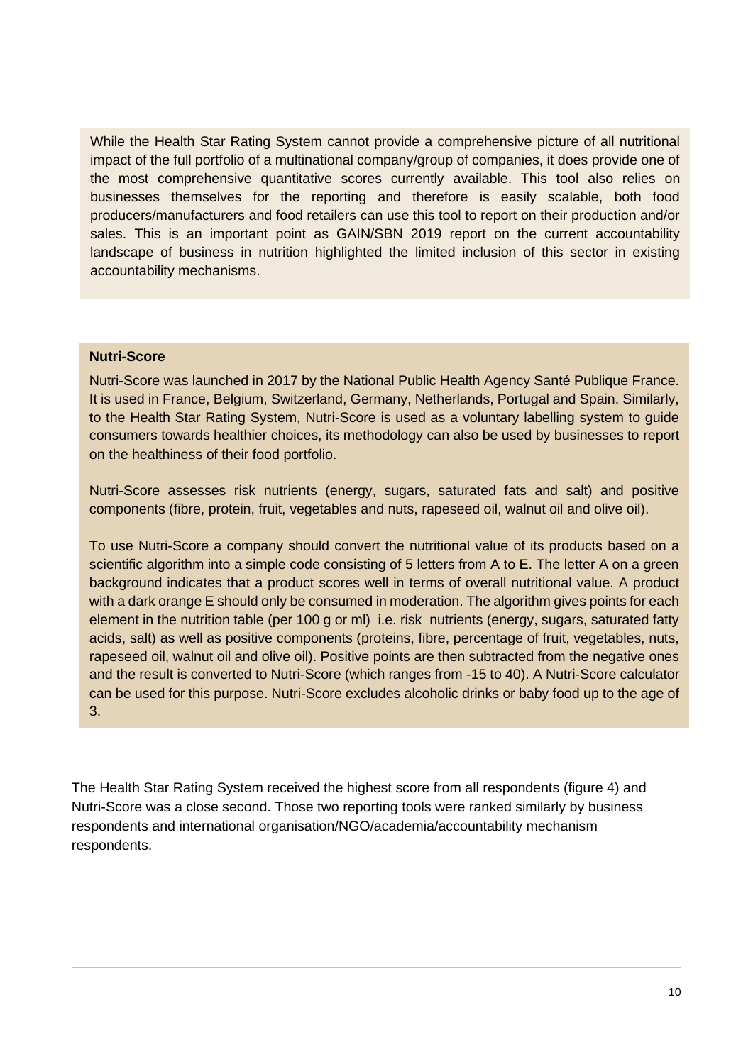While the Health Star Rating System cannot provide a comprehensive picture of all nutritional impact of the full portfolio of a multinational company/group of companies, it does provide one of the most comprehensive quantitative scores currently available. This tool also relies on businesses themselves for the reporting and therefore is easily scalable, both food producers/manufacturers and food retailers can use this tool to report on their production and/or sales. This is an important point as GAIN/SBN 2019 report on the current accountability landscape of business in nutrition highlighted the limited inclusion of this sector in existing accountability mechanisms.

**Nutri-Score**

Nutri-Score was launched in 2017 by the National Public Health Agency Santé Publique France. It is used in France, Belgium, Switzerland, Germany, Netherlands, Portugal and Spain. Similarly, to the Health Star Rating System, Nutri-Score is used as a voluntary labelling system to guide consumers towards healthier choices, its methodology can also be used by businesses to report on the healthiness of their food portfolio.

Nutri-Score assesses risk nutrients (energy, sugars, saturated fats and salt) and positive components (fibre, protein, fruit, vegetables and nuts, rapeseed oil, walnut oil and olive oil).

To use Nutri-Score a company should convert the nutritional value of its products based on a scientific algorithm into a simple code consisting of 5 letters from A to E. The letter A on a green background indicates that a product scores well in terms of overall nutritional value. A product with a dark orange E should only be consumed in moderation. The algorithm gives points for each element in the nutrition table (per 100 g or ml) i.e. risk nutrients (energy, sugars, saturated fatty acids, salt) as well as positive components (proteins, fibre, percentage of fruit, vegetables, nuts, rapeseed oil, walnut oil and olive oil). Positive points are then subtracted from the negative ones and the result is converted to Nutri-Score (which ranges from -15 to 40). A Nutri-Score calculator can be used for this purpose. Nutri-Score excludes alcoholic drinks or baby food up to the age of 3.

The Health Star Rating System received the highest score from all respondents (figure 4) and Nutri-Score was a close second. Those two reporting tools were ranked similarly by business respondents and international organisation/NGO/academia/accountability mechanism respondents.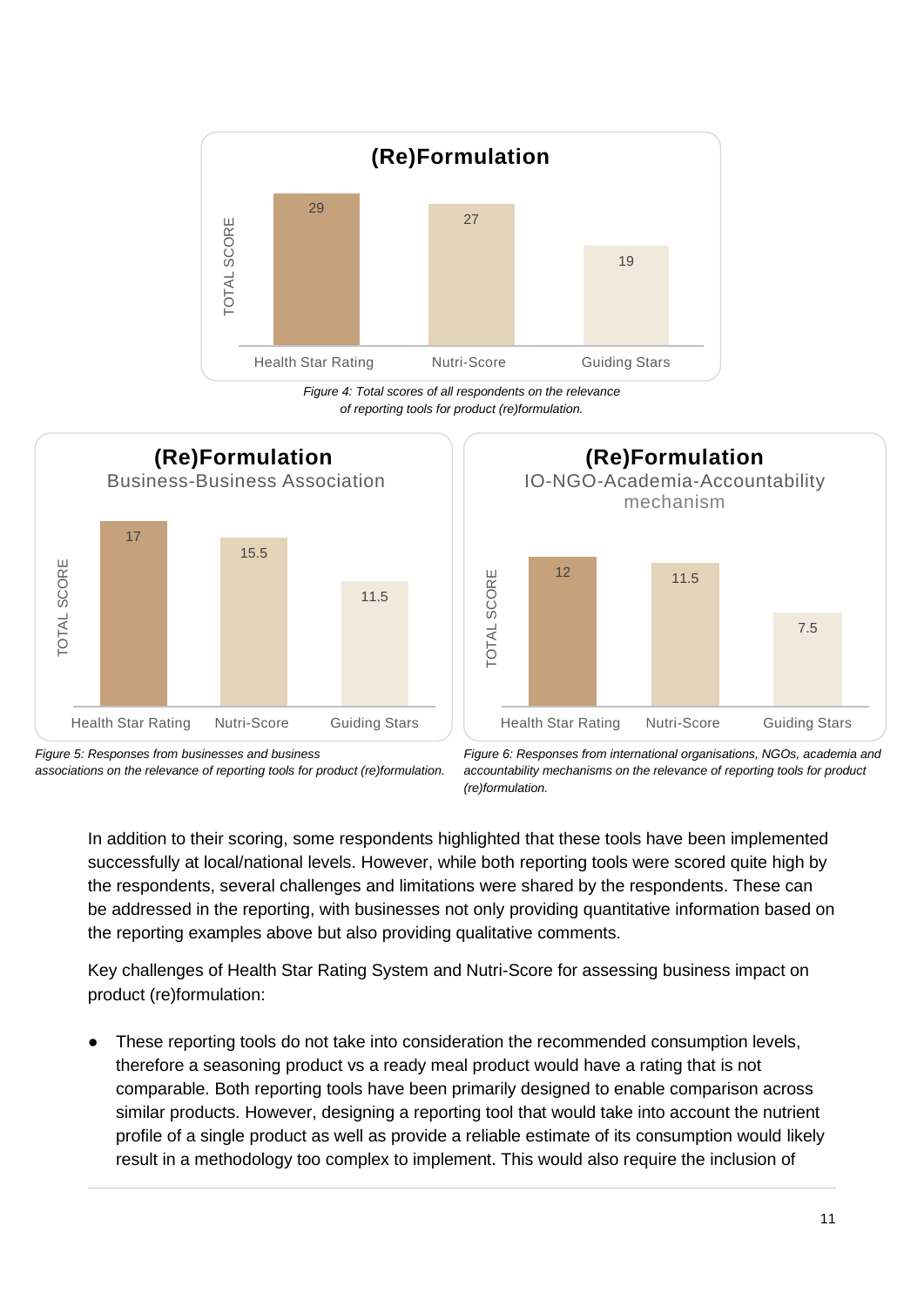**(Re)Formulation**

| | Health Star Rating | Nutri-Score | Guiding Stars |
|---|---|---|---|
| TOTAL SCORE | 29 | 27 | 19 |

*Figure 4: Total scores of all respondents on the relevance of reporting tools for product (re)formulation.*

**(Re)Formulation**
Business-Business Association

| | Health Star Rating | Nutri-Score | Guiding Stars |
|---|---|---|---|
| TOTAL SCORE | 17 | 15.5 | 11.5 |

*Figure 5: Responses from businesses and business associations on the relevance of reporting tools for product (re)formulation.*

**(Re)Formulation**
IO-NGO-Academia-Accountability mechanism

| | Health Star Rating | Nutri-Score | Guiding Stars |
|---|---|---|---|
| TOTAL SCORE | 12 | 11.5 | 7.5 |

*Figure 6: Responses from international organisations, NGOs, academia and accountability mechanisms on the relevance of reporting tools for product (re)formulation.*

In addition to their scoring, some respondents highlighted that these tools have been implemented successfully at local/national levels. However, while both reporting tools were scored quite high by the respondents, several challenges and limitations were shared by the respondents. These can be addressed in the reporting, with businesses not only providing quantitative information based on the reporting examples above but also providing qualitative comments.

Key challenges of Health Star Rating System and Nutri-Score for assessing business impact on product (re)formulation:

- These reporting tools do not take into consideration the recommended consumption levels, therefore a seasoning product vs a ready meal product would have a rating that is not comparable. Both reporting tools have been primarily designed to enable comparison across similar products. However, designing a reporting tool that would take into account the nutrient profile of a single product as well as provide a reliable estimate of its consumption would likely result in a methodology too complex to implement. This would also require the inclusion of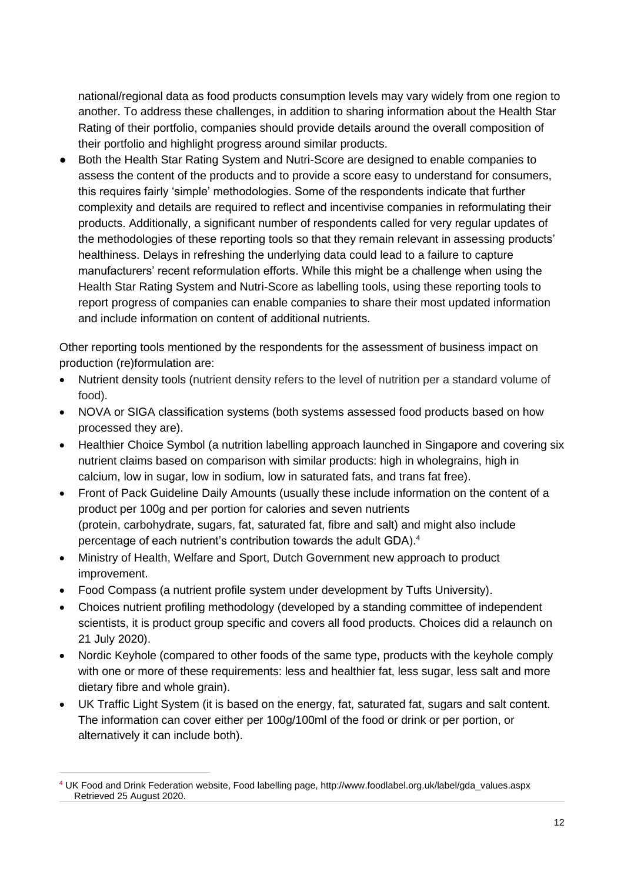national/regional data as food products consumption levels may vary widely from one region to another. To address these challenges, in addition to sharing information about the Health Star Rating of their portfolio, companies should provide details around the overall composition of their portfolio and highlight progress around similar products.

- Both the Health Star Rating System and Nutri-Score are designed to enable companies to assess the content of the products and to provide a score easy to understand for consumers, this requires fairly 'simple' methodologies. Some of the respondents indicate that further complexity and details are required to reflect and incentivise companies in reformulating their products. Additionally, a significant number of respondents called for very regular updates of the methodologies of these reporting tools so that they remain relevant in assessing products' healthiness. Delays in refreshing the underlying data could lead to a failure to capture manufacturers' recent reformulation efforts. While this might be a challenge when using the Health Star Rating System and Nutri-Score as labelling tools, using these reporting tools to report progress of companies can enable companies to share their most updated information and include information on content of additional nutrients.

Other reporting tools mentioned by the respondents for the assessment of business impact on production (re)formulation are:

- Nutrient density tools (nutrient density refers to the level of nutrition per a standard volume of food).
- NOVA or SIGA classification systems (both systems assessed food products based on how processed they are).
- Healthier Choice Symbol (a nutrition labelling approach launched in Singapore and covering six nutrient claims based on comparison with similar products: high in wholegrains, high in calcium, low in sugar, low in sodium, low in saturated fats, and trans fat free).
- Front of Pack Guideline Daily Amounts (usually these include information on the content of a product per 100g and per portion for calories and seven nutrients (protein, carbohydrate, sugars, fat, saturated fat, fibre and salt) and might also include percentage of each nutrient's contribution towards the adult GDA).[4]
- Ministry of Health, Welfare and Sport, Dutch Government new approach to product improvement.
- Food Compass (a nutrient profile system under development by Tufts University).
- Choices nutrient profiling methodology (developed by a standing committee of independent scientists, it is product group specific and covers all food products. Choices did a relaunch on 21 July 2020).
- Nordic Keyhole (compared to other foods of the same type, products with the keyhole comply with one or more of these requirements: less and healthier fat, less sugar, less salt and more dietary fibre and whole grain).
- UK Traffic Light System (it is based on the energy, fat, saturated fat, sugars and salt content. The information can cover either per 100g/100ml of the food or drink or per portion, or alternatively it can include both).

[4] UK Food and Drink Federation website, Food labelling page, http://www.foodlabel.org.uk/label/gda_values.aspx Retrieved 25 August 2020.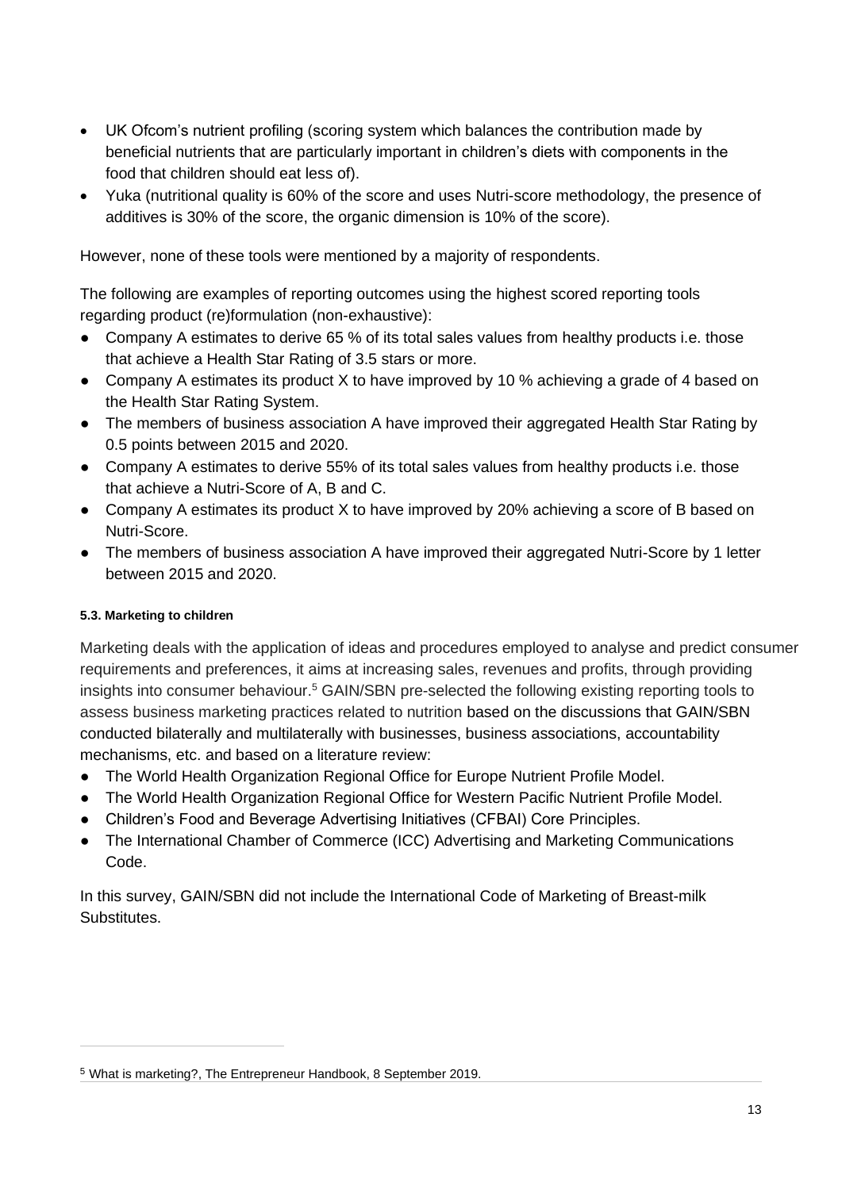- UK Ofcom's nutrient profiling (scoring system which balances the contribution made by beneficial nutrients that are particularly important in children's diets with components in the food that children should eat less of).
- Yuka (nutritional quality is 60% of the score and uses Nutri-score methodology, the presence of additives is 30% of the score, the organic dimension is 10% of the score).

However, none of these tools were mentioned by a majority of respondents.

The following are examples of reporting outcomes using the highest scored reporting tools regarding product (re)formulation (non-exhaustive):

- Company A estimates to derive 65 % of its total sales values from healthy products i.e. those that achieve a Health Star Rating of 3.5 stars or more.
- Company A estimates its product X to have improved by 10 % achieving a grade of 4 based on the Health Star Rating System.
- The members of business association A have improved their aggregated Health Star Rating by 0.5 points between 2015 and 2020.
- Company A estimates to derive 55% of its total sales values from healthy products i.e. those that achieve a Nutri-Score of A, B and C.
- Company A estimates its product X to have improved by 20% achieving a score of B based on Nutri-Score.
- The members of business association A have improved their aggregated Nutri-Score by 1 letter between 2015 and 2020.

#### 5.3. Marketing to children

Marketing deals with the application of ideas and procedures employed to analyse and predict consumer requirements and preferences, it aims at increasing sales, revenues and profits, through providing insights into consumer behaviour.[5] GAIN/SBN pre-selected the following existing reporting tools to assess business marketing practices related to nutrition based on the discussions that GAIN/SBN conducted bilaterally and multilaterally with businesses, business associations, accountability mechanisms, etc. and based on a literature review:

- The World Health Organization Regional Office for Europe Nutrient Profile Model.
- The World Health Organization Regional Office for Western Pacific Nutrient Profile Model.
- Children's Food and Beverage Advertising Initiatives (CFBAI) Core Principles.
- The International Chamber of Commerce (ICC) Advertising and Marketing Communications Code.

In this survey, GAIN/SBN did not include the International Code of Marketing of Breast-milk Substitutes.

---

[5] What is marketing?, The Entrepreneur Handbook, 8 September 2019.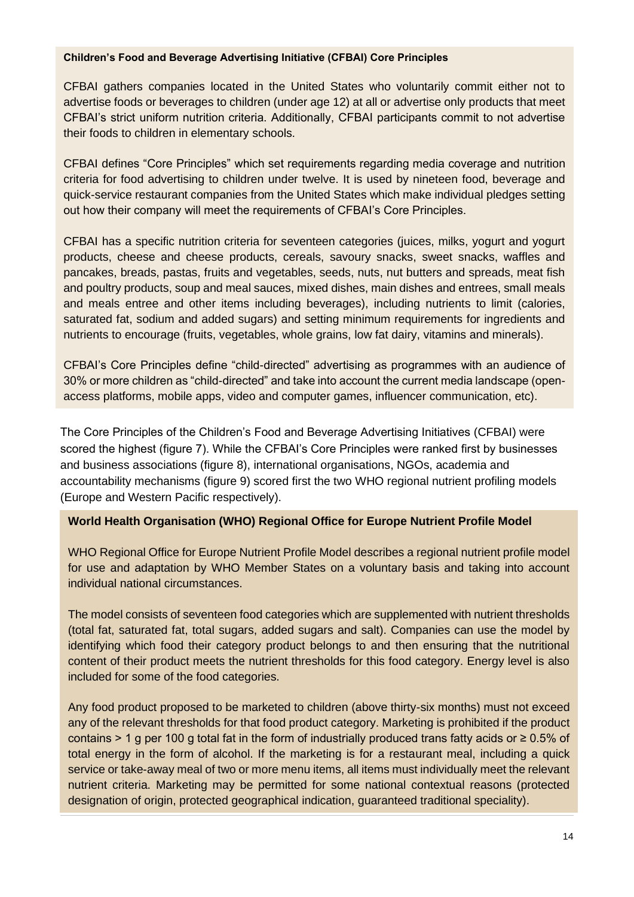**Children's Food and Beverage Advertising Initiative (CFBAI) Core Principles**

CFBAI gathers companies located in the United States who voluntarily commit either not to advertise foods or beverages to children (under age 12) at all or advertise only products that meet CFBAI's strict uniform nutrition criteria. Additionally, CFBAI participants commit to not advertise their foods to children in elementary schools.

CFBAI defines "Core Principles" which set requirements regarding media coverage and nutrition criteria for food advertising to children under twelve. It is used by nineteen food, beverage and quick-service restaurant companies from the United States which make individual pledges setting out how their company will meet the requirements of CFBAI's Core Principles.

CFBAI has a specific nutrition criteria for seventeen categories (juices, milks, yogurt and yogurt products, cheese and cheese products, cereals, savoury snacks, sweet snacks, waffles and pancakes, breads, pastas, fruits and vegetables, seeds, nuts, nut butters and spreads, meat fish and poultry products, soup and meal sauces, mixed dishes, main dishes and entrees, small meals and meals entree and other items including beverages), including nutrients to limit (calories, saturated fat, sodium and added sugars) and setting minimum requirements for ingredients and nutrients to encourage (fruits, vegetables, whole grains, low fat dairy, vitamins and minerals).

CFBAI's Core Principles define "child-directed" advertising as programmes with an audience of 30% or more children as "child-directed" and take into account the current media landscape (open-access platforms, mobile apps, video and computer games, influencer communication, etc).

The Core Principles of the Children's Food and Beverage Advertising Initiatives (CFBAI) were scored the highest (figure 7). While the CFBAI's Core Principles were ranked first by businesses and business associations (figure 8), international organisations, NGOs, academia and accountability mechanisms (figure 9) scored first the two WHO regional nutrient profiling models (Europe and Western Pacific respectively).

**World Health Organisation (WHO) Regional Office for Europe Nutrient Profile Model**

WHO Regional Office for Europe Nutrient Profile Model describes a regional nutrient profile model for use and adaptation by WHO Member States on a voluntary basis and taking into account individual national circumstances.

The model consists of seventeen food categories which are supplemented with nutrient thresholds (total fat, saturated fat, total sugars, added sugars and salt). Companies can use the model by identifying which food their category product belongs to and then ensuring that the nutritional content of their product meets the nutrient thresholds for this food category. Energy level is also included for some of the food categories.

Any food product proposed to be marketed to children (above thirty-six months) must not exceed any of the relevant thresholds for that food product category. Marketing is prohibited if the product contains > 1 g per 100 g total fat in the form of industrially produced trans fatty acids or ≥ 0.5% of total energy in the form of alcohol. If the marketing is for a restaurant meal, including a quick service or take-away meal of two or more menu items, all items must individually meet the relevant nutrient criteria. Marketing may be permitted for some national contextual reasons (protected designation of origin, protected geographical indication, guaranteed traditional speciality).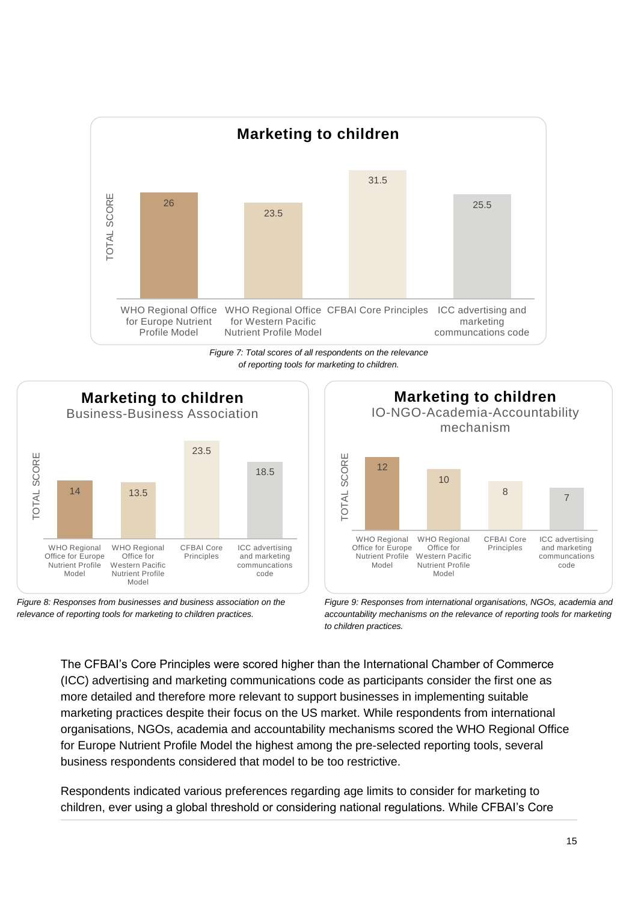**Marketing to children**

| | WHO Regional Office for Europe Nutrient Profile Model | WHO Regional Office for Western Pacific Nutrient Profile Model | CFBAI Core Principles | ICC advertising and marketing communcations code |
|---|---|---|---|---|
| TOTAL SCORE | 26 | 23.5 | 31.5 | 25.5 |

*Figure 7: Total scores of all respondents on the relevance of reporting tools for marketing to children.*

**Marketing to children**
Business-Business Association

| | WHO Regional Office for Europe Nutrient Profile Model | WHO Regional Office for Western Pacific Nutrient Profile Model | CFBAI Core Principles | ICC advertising and marketing communcations code |
|---|---|---|---|---|
| TOTAL SCORE | 14 | 13.5 | 23.5 | 18.5 |

*Figure 8: Responses from businesses and business association on the relevance of reporting tools for marketing to children practices.*

**Marketing to children**
IO-NGO-Academia-Accountability mechanism

| | WHO Regional Office for Europe Nutrient Profile Model | WHO Regional Office for Western Pacific Nutrient Profile Model | CFBAI Core Principles | ICC advertising and marketing communcations code |
|---|---|---|---|---|
| TOTAL SCORE | 12 | 10 | 8 | 7 |

*Figure 9: Responses from international organisations, NGOs, academia and accountability mechanisms on the relevance of reporting tools for marketing to children practices.*

The CFBAI's Core Principles were scored higher than the International Chamber of Commerce (ICC) advertising and marketing communications code as participants consider the first one as more detailed and therefore more relevant to support businesses in implementing suitable marketing practices despite their focus on the US market. While respondents from international organisations, NGOs, academia and accountability mechanisms scored the WHO Regional Office for Europe Nutrient Profile Model the highest among the pre-selected reporting tools, several business respondents considered that model to be too restrictive.

Respondents indicated various preferences regarding age limits to consider for marketing to children, ever using a global threshold or considering national regulations. While CFBAI's Core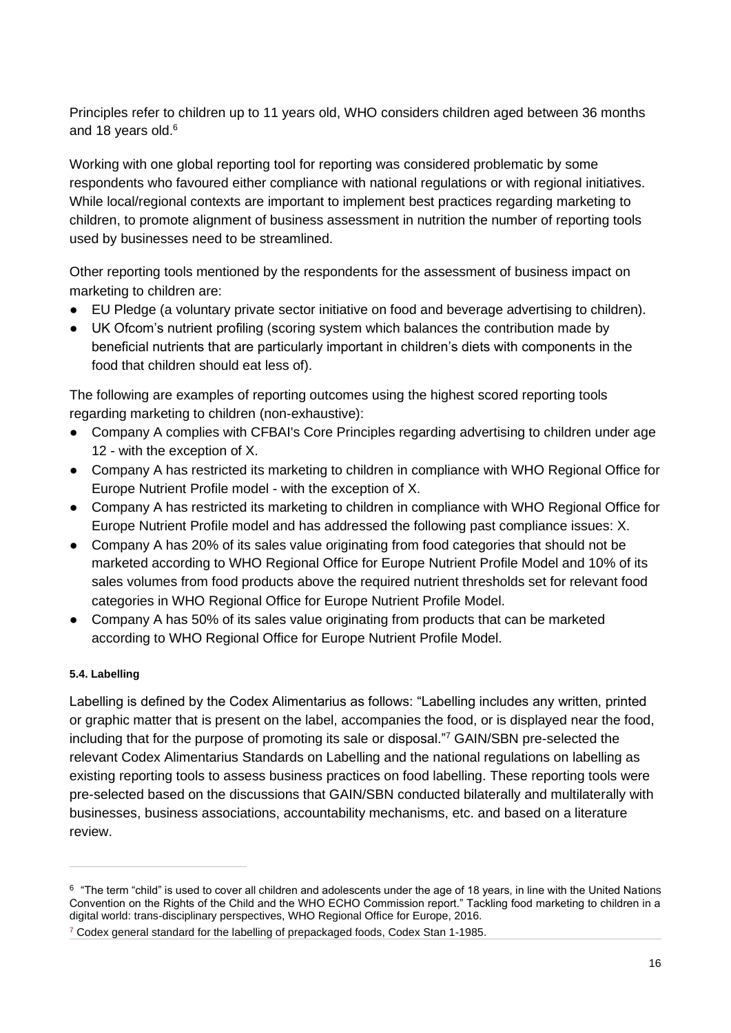Principles refer to children up to 11 years old, WHO considers children aged between 36 months and 18 years old.[6]

Working with one global reporting tool for reporting was considered problematic by some respondents who favoured either compliance with national regulations or with regional initiatives. While local/regional contexts are important to implement best practices regarding marketing to children, to promote alignment of business assessment in nutrition the number of reporting tools used by businesses need to be streamlined.

Other reporting tools mentioned by the respondents for the assessment of business impact on marketing to children are:

- EU Pledge (a voluntary private sector initiative on food and beverage advertising to children).
- UK Ofcom's nutrient profiling (scoring system which balances the contribution made by beneficial nutrients that are particularly important in children's diets with components in the food that children should eat less of).

The following are examples of reporting outcomes using the highest scored reporting tools regarding marketing to children (non-exhaustive):

- Company A complies with CFBAI's Core Principles regarding advertising to children under age 12 - with the exception of X.
- Company A has restricted its marketing to children in compliance with WHO Regional Office for Europe Nutrient Profile model - with the exception of X.
- Company A has restricted its marketing to children in compliance with WHO Regional Office for Europe Nutrient Profile model and has addressed the following past compliance issues: X.
- Company A has 20% of its sales value originating from food categories that should not be marketed according to WHO Regional Office for Europe Nutrient Profile Model and 10% of its sales volumes from food products above the required nutrient thresholds set for relevant food categories in WHO Regional Office for Europe Nutrient Profile Model.
- Company A has 50% of its sales value originating from products that can be marketed according to WHO Regional Office for Europe Nutrient Profile Model.

#### 5.4. Labelling

Labelling is defined by the Codex Alimentarius as follows: "Labelling includes any written, printed or graphic matter that is present on the label, accompanies the food, or is displayed near the food, including that for the purpose of promoting its sale or disposal."[7] GAIN/SBN pre-selected the relevant Codex Alimentarius Standards on Labelling and the national regulations on labelling as existing reporting tools to assess business practices on food labelling. These reporting tools were pre-selected based on the discussions that GAIN/SBN conducted bilaterally and multilaterally with businesses, business associations, accountability mechanisms, etc. and based on a literature review.

---

[6] "The term "child" is used to cover all children and adolescents under the age of 18 years, in line with the United Nations Convention on the Rights of the Child and the WHO ECHO Commission report." Tackling food marketing to children in a digital world: trans-disciplinary perspectives, WHO Regional Office for Europe, 2016.

[7] Codex general standard for the labelling of prepackaged foods, Codex Stan 1-1985.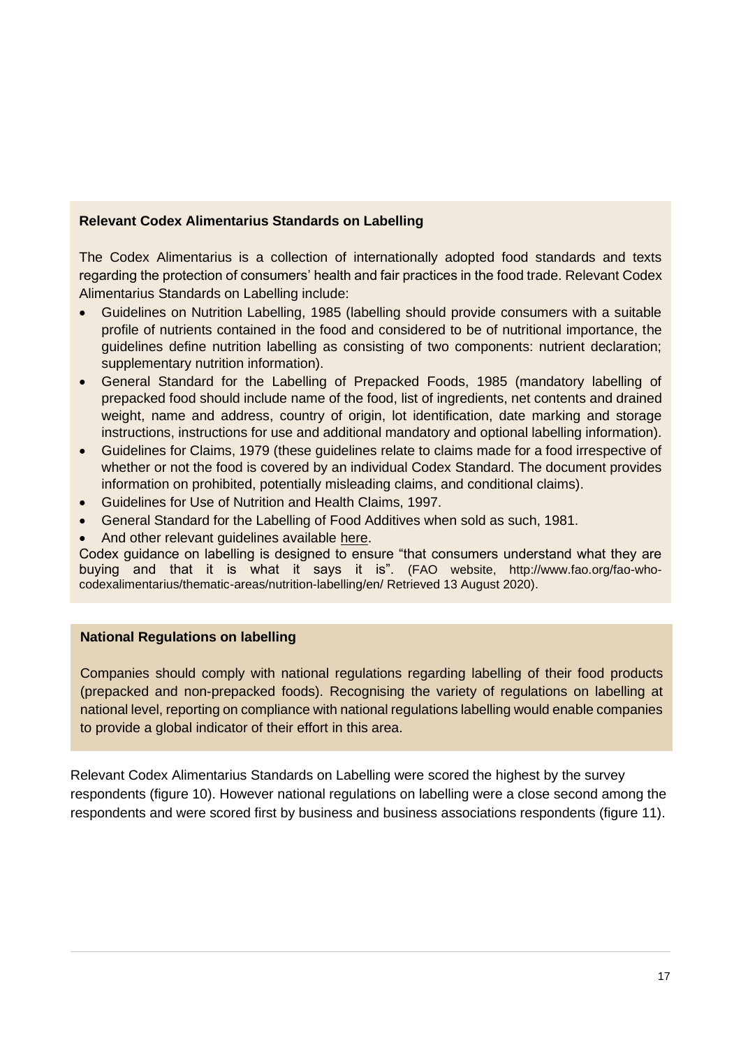**Relevant Codex Alimentarius Standards on Labelling**

The Codex Alimentarius is a collection of internationally adopted food standards and texts regarding the protection of consumers' health and fair practices in the food trade. Relevant Codex Alimentarius Standards on Labelling include:

- Guidelines on Nutrition Labelling, 1985 (labelling should provide consumers with a suitable profile of nutrients contained in the food and considered to be of nutritional importance, the guidelines define nutrition labelling as consisting of two components: nutrient declaration; supplementary nutrition information).
- General Standard for the Labelling of Prepacked Foods, 1985 (mandatory labelling of prepacked food should include name of the food, list of ingredients, net contents and drained weight, name and address, country of origin, lot identification, date marking and storage instructions, instructions for use and additional mandatory and optional labelling information).
- Guidelines for Claims, 1979 (these guidelines relate to claims made for a food irrespective of whether or not the food is covered by an individual Codex Standard. The document provides information on prohibited, potentially misleading claims, and conditional claims).
- Guidelines for Use of Nutrition and Health Claims, 1997.
- General Standard for the Labelling of Food Additives when sold as such, 1981.
- And other relevant guidelines available here.

Codex guidance on labelling is designed to ensure "that consumers understand what they are buying and that it is what it says it is". (FAO website, http://www.fao.org/fao-who-codexalimentarius/thematic-areas/nutrition-labelling/en/ Retrieved 13 August 2020).

**National Regulations on labelling**

Companies should comply with national regulations regarding labelling of their food products (prepacked and non-prepacked foods). Recognising the variety of regulations on labelling at national level, reporting on compliance with national regulations labelling would enable companies to provide a global indicator of their effort in this area.

Relevant Codex Alimentarius Standards on Labelling were scored the highest by the survey respondents (figure 10). However national regulations on labelling were a close second among the respondents and were scored first by business and business associations respondents (figure 11).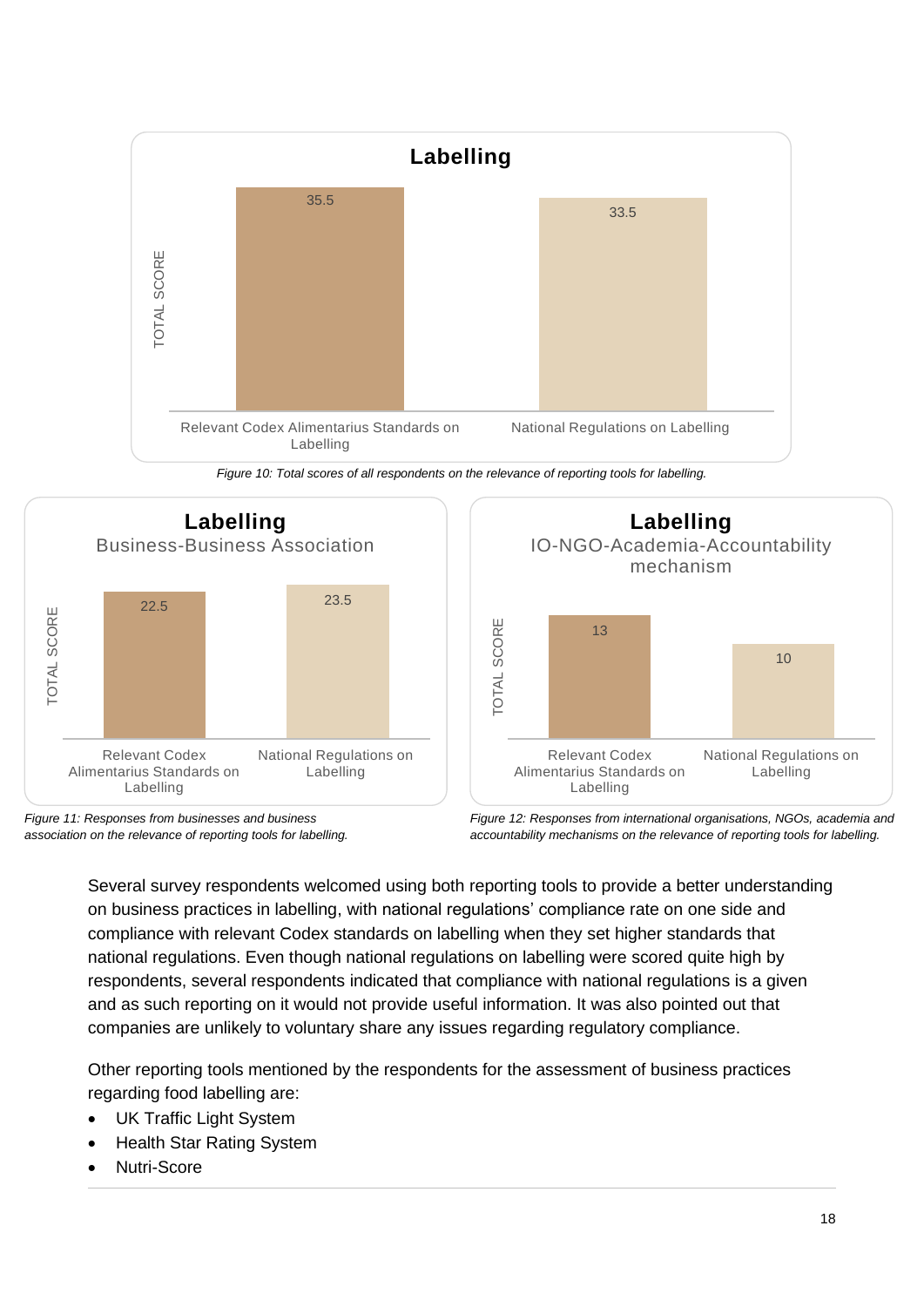*Figure 10: Total scores of all respondents on the relevance of reporting tools for labelling.*

*Figure 11: Responses from businesses and business association on the relevance of reporting tools for labelling.*

*Figure 12: Responses from international organisations, NGOs, academia and accountability mechanisms on the relevance of reporting tools for labelling.*

Several survey respondents welcomed using both reporting tools to provide a better understanding on business practices in labelling, with national regulations' compliance rate on one side and compliance with relevant Codex standards on labelling when they set higher standards that national regulations. Even though national regulations on labelling were scored quite high by respondents, several respondents indicated that compliance with national regulations is a given and as such reporting on it would not provide useful information. It was also pointed out that companies are unlikely to voluntary share any issues regarding regulatory compliance.

Other reporting tools mentioned by the respondents for the assessment of business practices regarding food labelling are:

- UK Traffic Light System
- Health Star Rating System
- Nutri-Score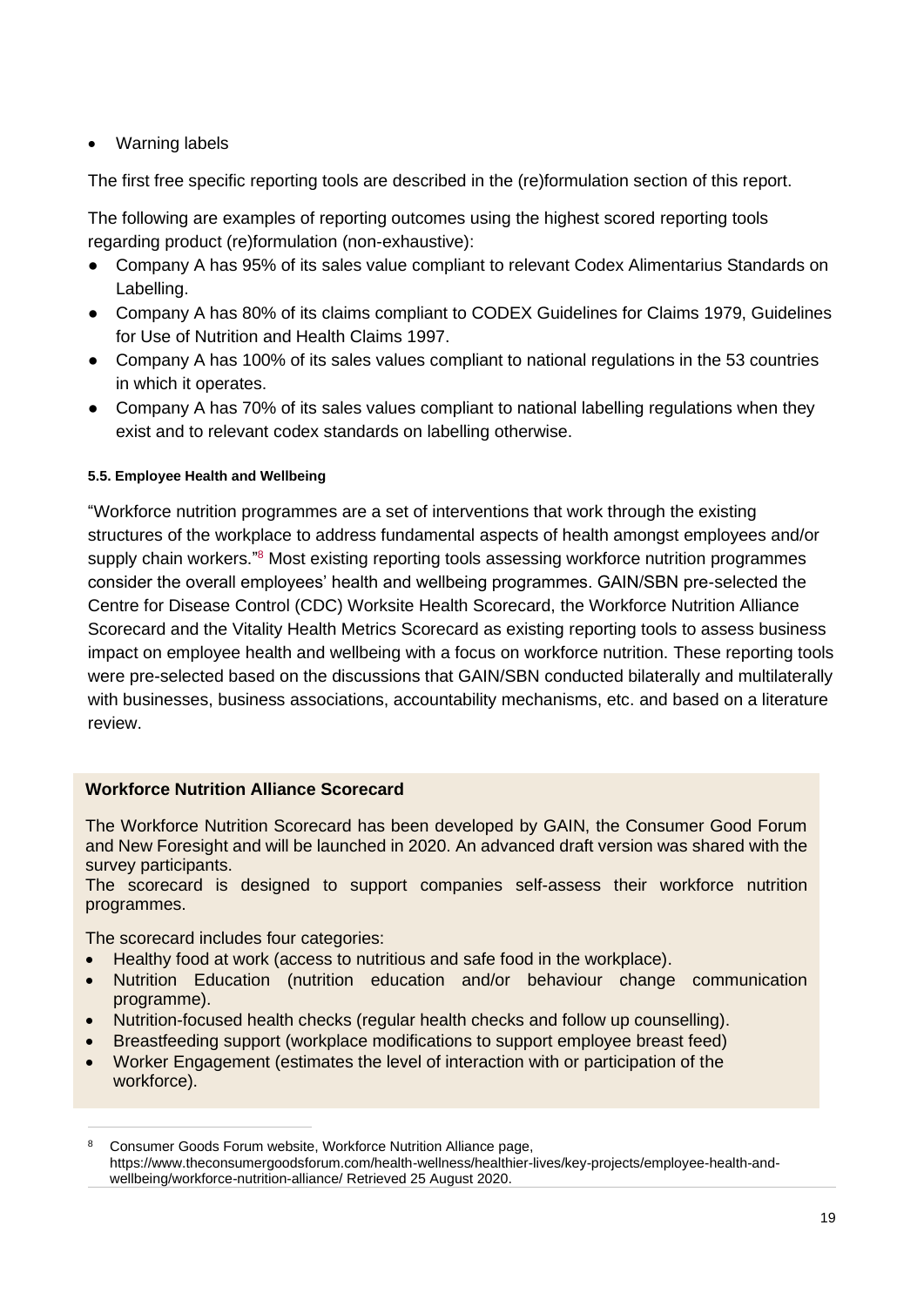- Warning labels

The first free specific reporting tools are described in the (re)formulation section of this report.

The following are examples of reporting outcomes using the highest scored reporting tools regarding product (re)formulation (non-exhaustive):

- Company A has 95% of its sales value compliant to relevant Codex Alimentarius Standards on Labelling.
- Company A has 80% of its claims compliant to CODEX Guidelines for Claims 1979, Guidelines for Use of Nutrition and Health Claims 1997.
- Company A has 100% of its sales values compliant to national regulations in the 53 countries in which it operates.
- Company A has 70% of its sales values compliant to national labelling regulations when they exist and to relevant codex standards on labelling otherwise.

#### 5.5. Employee Health and Wellbeing

"Workforce nutrition programmes are a set of interventions that work through the existing structures of the workplace to address fundamental aspects of health amongst employees and/or supply chain workers."[8] Most existing reporting tools assessing workforce nutrition programmes consider the overall employees' health and wellbeing programmes. GAIN/SBN pre-selected the Centre for Disease Control (CDC) Worksite Health Scorecard, the Workforce Nutrition Alliance Scorecard and the Vitality Health Metrics Scorecard as existing reporting tools to assess business impact on employee health and wellbeing with a focus on workforce nutrition. These reporting tools were pre-selected based on the discussions that GAIN/SBN conducted bilaterally and multilaterally with businesses, business associations, accountability mechanisms, etc. and based on a literature review.

**Workforce Nutrition Alliance Scorecard**

The Workforce Nutrition Scorecard has been developed by GAIN, the Consumer Good Forum and New Foresight and will be launched in 2020. An advanced draft version was shared with the survey participants.
The scorecard is designed to support companies self-assess their workforce nutrition programmes.

The scorecard includes four categories:

- Healthy food at work (access to nutritious and safe food in the workplace).
- Nutrition Education (nutrition education and/or behaviour change communication programme).
- Nutrition-focused health checks (regular health checks and follow up counselling).
- Breastfeeding support (workplace modifications to support employee breast feed)
- Worker Engagement (estimates the level of interaction with or participation of the workforce).

[8] Consumer Goods Forum website, Workforce Nutrition Alliance page, https://www.theconsumergoodsforum.com/health-wellness/healthier-lives/key-projects/employee-health-and-wellbeing/workforce-nutrition-alliance/ Retrieved 25 August 2020.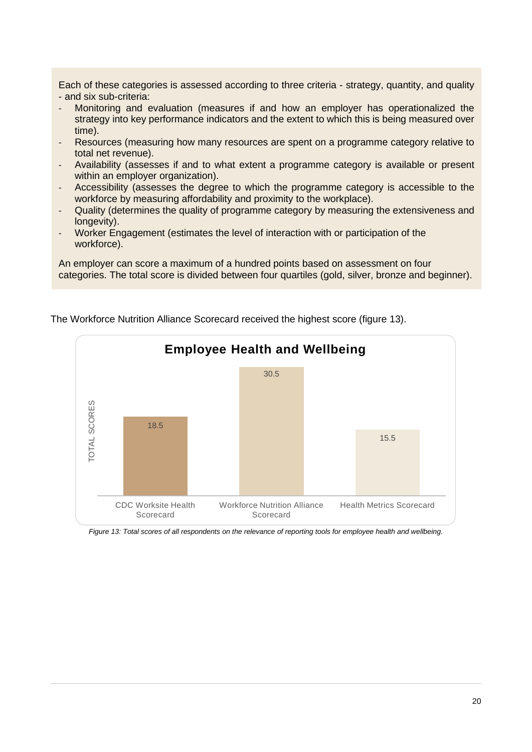Each of these categories is assessed according to three criteria - strategy, quantity, and quality - and six sub-criteria:

- Monitoring and evaluation (measures if and how an employer has operationalized the strategy into key performance indicators and the extent to which this is being measured over time).
- Resources (measuring how many resources are spent on a programme category relative to total net revenue).
- Availability (assesses if and to what extent a programme category is available or present within an employer organization).
- Accessibility (assesses the degree to which the programme category is accessible to the workforce by measuring affordability and proximity to the workplace).
- Quality (determines the quality of programme category by measuring the extensiveness and longevity).
- Worker Engagement (estimates the level of interaction with or participation of the workforce).

An employer can score a maximum of a hundred points based on assessment on four categories. The total score is divided between four quartiles (gold, silver, bronze and beginner).

The Workforce Nutrition Alliance Scorecard received the highest score (figure 13).

**Employee Health and Wellbeing**

| Reporting tool | TOTAL SCORES |
| --- | --- |
| CDC Worksite Health Scorecard | 18.5 |
| Workforce Nutrition Alliance Scorecard | 30.5 |
| Health Metrics Scorecard | 15.5 |

*Figure 13: Total scores of all respondents on the relevance of reporting tools for employee health and wellbeing.*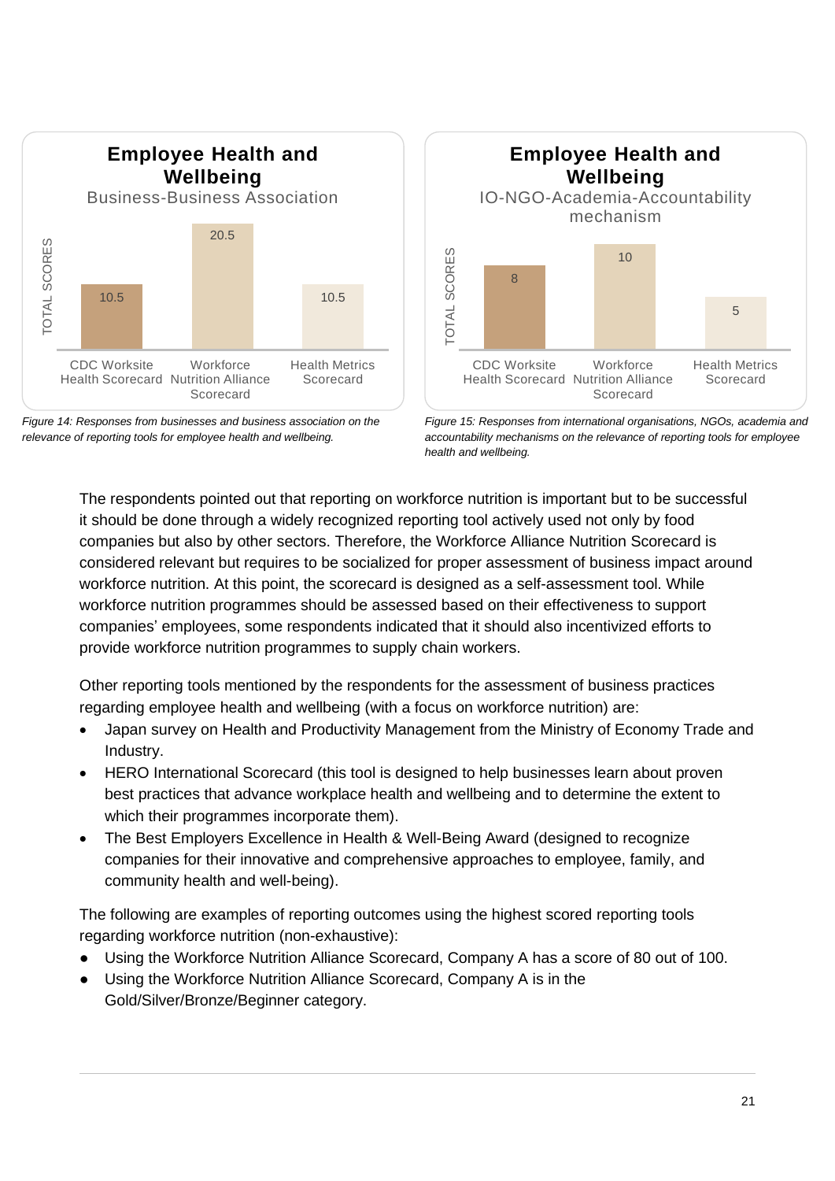**Employee Health and Wellbeing**

Business-Business Association

| | TOTAL SCORES |
|---|---|
| CDC Worksite Health Scorecard | 10.5 |
| Workforce Nutrition Alliance Scorecard | 20.5 |
| Health Metrics Scorecard | 10.5 |

*Figure 14: Responses from businesses and business association on the relevance of reporting tools for employee health and wellbeing.*

**Employee Health and Wellbeing**

IO-NGO-Academia-Accountability mechanism

| | TOTAL SCORES |
|---|---|
| CDC Worksite Health Scorecard | 8 |
| Workforce Nutrition Alliance Scorecard | 10 |
| Health Metrics Scorecard | 5 |

*Figure 15: Responses from international organisations, NGOs, academia and accountability mechanisms on the relevance of reporting tools for employee health and wellbeing.*

The respondents pointed out that reporting on workforce nutrition is important but to be successful it should be done through a widely recognized reporting tool actively used not only by food companies but also by other sectors. Therefore, the Workforce Alliance Nutrition Scorecard is considered relevant but requires to be socialized for proper assessment of business impact around workforce nutrition. At this point, the scorecard is designed as a self-assessment tool. While workforce nutrition programmes should be assessed based on their effectiveness to support companies' employees, some respondents indicated that it should also incentivized efforts to provide workforce nutrition programmes to supply chain workers.

Other reporting tools mentioned by the respondents for the assessment of business practices regarding employee health and wellbeing (with a focus on workforce nutrition) are:

- Japan survey on Health and Productivity Management from the Ministry of Economy Trade and Industry.
- HERO International Scorecard (this tool is designed to help businesses learn about proven best practices that advance workplace health and wellbeing and to determine the extent to which their programmes incorporate them).
- The Best Employers Excellence in Health & Well-Being Award (designed to recognize companies for their innovative and comprehensive approaches to employee, family, and community health and well-being).

The following are examples of reporting outcomes using the highest scored reporting tools regarding workforce nutrition (non-exhaustive):

- Using the Workforce Nutrition Alliance Scorecard, Company A has a score of 80 out of 100.
- Using the Workforce Nutrition Alliance Scorecard, Company A is in the Gold/Silver/Bronze/Beginner category.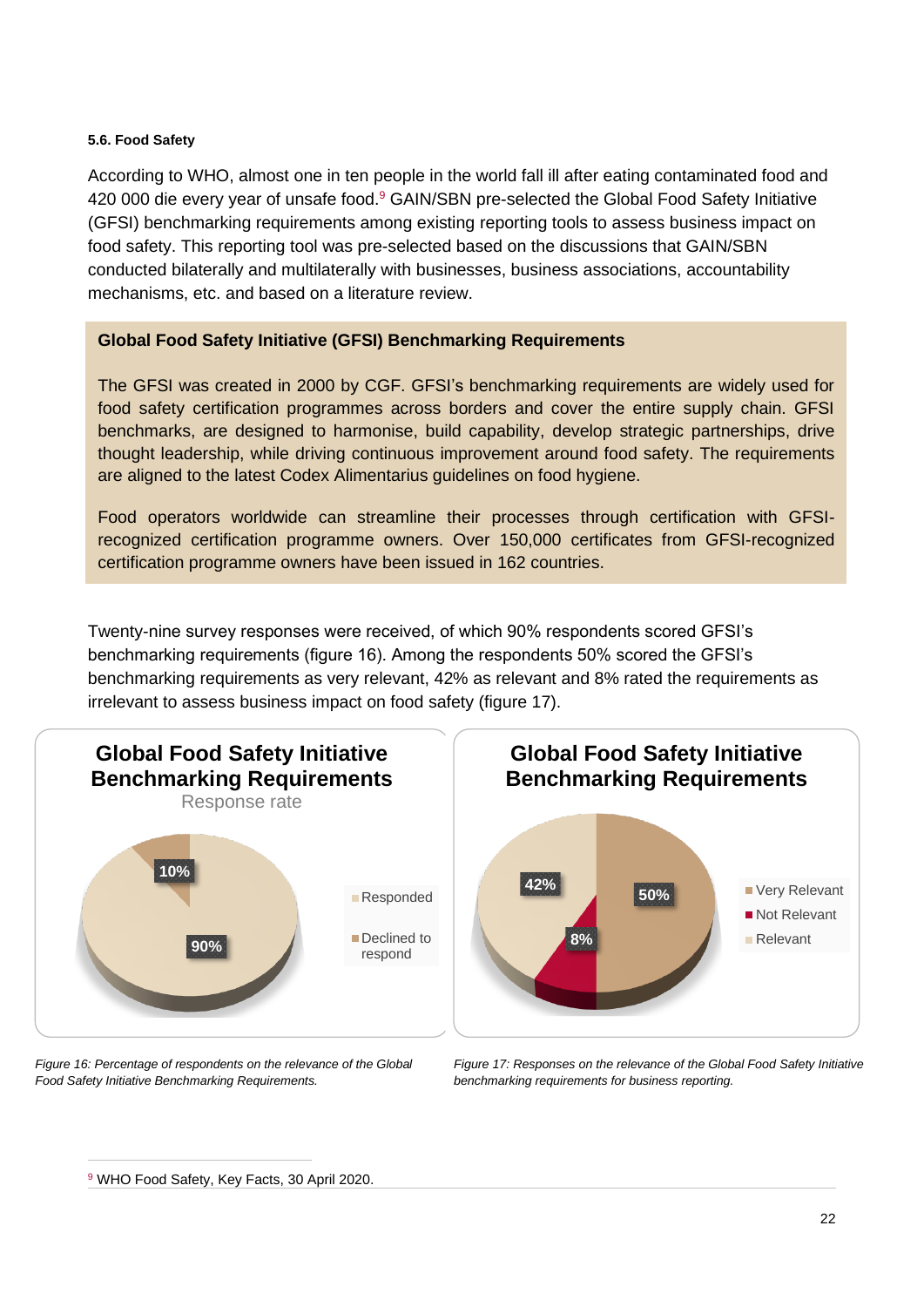### 5.6. Food Safety

According to WHO, almost one in ten people in the world fall ill after eating contaminated food and 420 000 die every year of unsafe food.[9] GAIN/SBN pre-selected the Global Food Safety Initiative (GFSI) benchmarking requirements among existing reporting tools to assess business impact on food safety. This reporting tool was pre-selected based on the discussions that GAIN/SBN conducted bilaterally and multilaterally with businesses, business associations, accountability mechanisms, etc. and based on a literature review.

**Global Food Safety Initiative (GFSI) Benchmarking Requirements**

The GFSI was created in 2000 by CGF. GFSI's benchmarking requirements are widely used for food safety certification programmes across borders and cover the entire supply chain. GFSI benchmarks, are designed to harmonise, build capability, develop strategic partnerships, drive thought leadership, while driving continuous improvement around food safety. The requirements are aligned to the latest Codex Alimentarius guidelines on food hygiene.

Food operators worldwide can streamline their processes through certification with GFSI-recognized certification programme owners. Over 150,000 certificates from GFSI-recognized certification programme owners have been issued in 162 countries.

Twenty-nine survey responses were received, of which 90% respondents scored GFSI's benchmarking requirements (figure 16). Among the respondents 50% scored the GFSI's benchmarking requirements as very relevant, 42% as relevant and 8% rated the requirements as irrelevant to assess business impact on food safety (figure 17).

**Global Food Safety Initiative Benchmarking Requirements**
Response rate

| Category | Percentage |
|---|---|
| Responded | 90% |
| Declined to respond | 10% |

*Figure 16: Percentage of respondents on the relevance of the Global Food Safety Initiative Benchmarking Requirements.*

**Global Food Safety Initiative Benchmarking Requirements**

| Category | Percentage |
|---|---|
| Very Relevant | 50% |
| Not Relevant | 8% |
| Relevant | 42% |

*Figure 17: Responses on the relevance of the Global Food Safety Initiative benchmarking requirements for business reporting.*

[9] WHO Food Safety, Key Facts, 30 April 2020.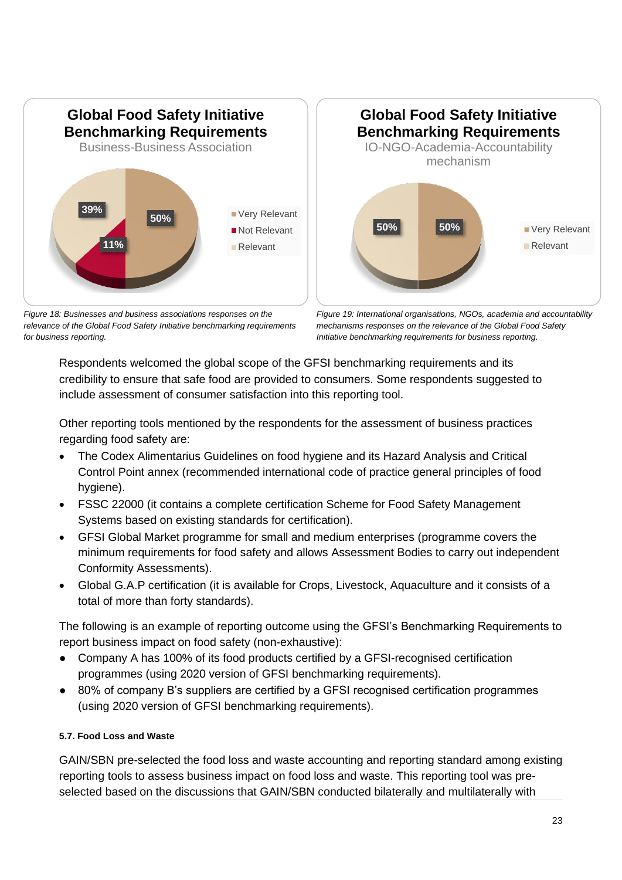**Global Food Safety Initiative Benchmarking Requirements**
Business-Business Association

- Very Relevant: 50%
- Not Relevant: 11%
- Relevant: 39%

*Figure 18: Businesses and business associations responses on the relevance of the Global Food Safety Initiative benchmarking requirements for business reporting.*

**Global Food Safety Initiative Benchmarking Requirements**
IO-NGO-Academia-Accountability mechanism

- Very Relevant: 50%
- Relevant: 50%

*Figure 19: International organisations, NGOs, academia and accountability mechanisms responses on the relevance of the Global Food Safety Initiative benchmarking requirements for business reporting.*

Respondents welcomed the global scope of the GFSI benchmarking requirements and its credibility to ensure that safe food are provided to consumers. Some respondents suggested to include assessment of consumer satisfaction into this reporting tool.

Other reporting tools mentioned by the respondents for the assessment of business practices regarding food safety are:

- The Codex Alimentarius Guidelines on food hygiene and its Hazard Analysis and Critical Control Point annex (recommended international code of practice general principles of food hygiene).
- FSSC 22000 (it contains a complete certification Scheme for Food Safety Management Systems based on existing standards for certification).
- GFSI Global Market programme for small and medium enterprises (programme covers the minimum requirements for food safety and allows Assessment Bodies to carry out independent Conformity Assessments).
- Global G.A.P certification (it is available for Crops, Livestock, Aquaculture and it consists of a total of more than forty standards).

The following is an example of reporting outcome using the GFSI's Benchmarking Requirements to report business impact on food safety (non-exhaustive):

- Company A has 100% of its food products certified by a GFSI-recognised certification programmes (using 2020 version of GFSI benchmarking requirements).
- 80% of company B's suppliers are certified by a GFSI recognised certification programmes (using 2020 version of GFSI benchmarking requirements).

#### 5.7. Food Loss and Waste

GAIN/SBN pre-selected the food loss and waste accounting and reporting standard among existing reporting tools to assess business impact on food loss and waste. This reporting tool was pre-selected based on the discussions that GAIN/SBN conducted bilaterally and multilaterally with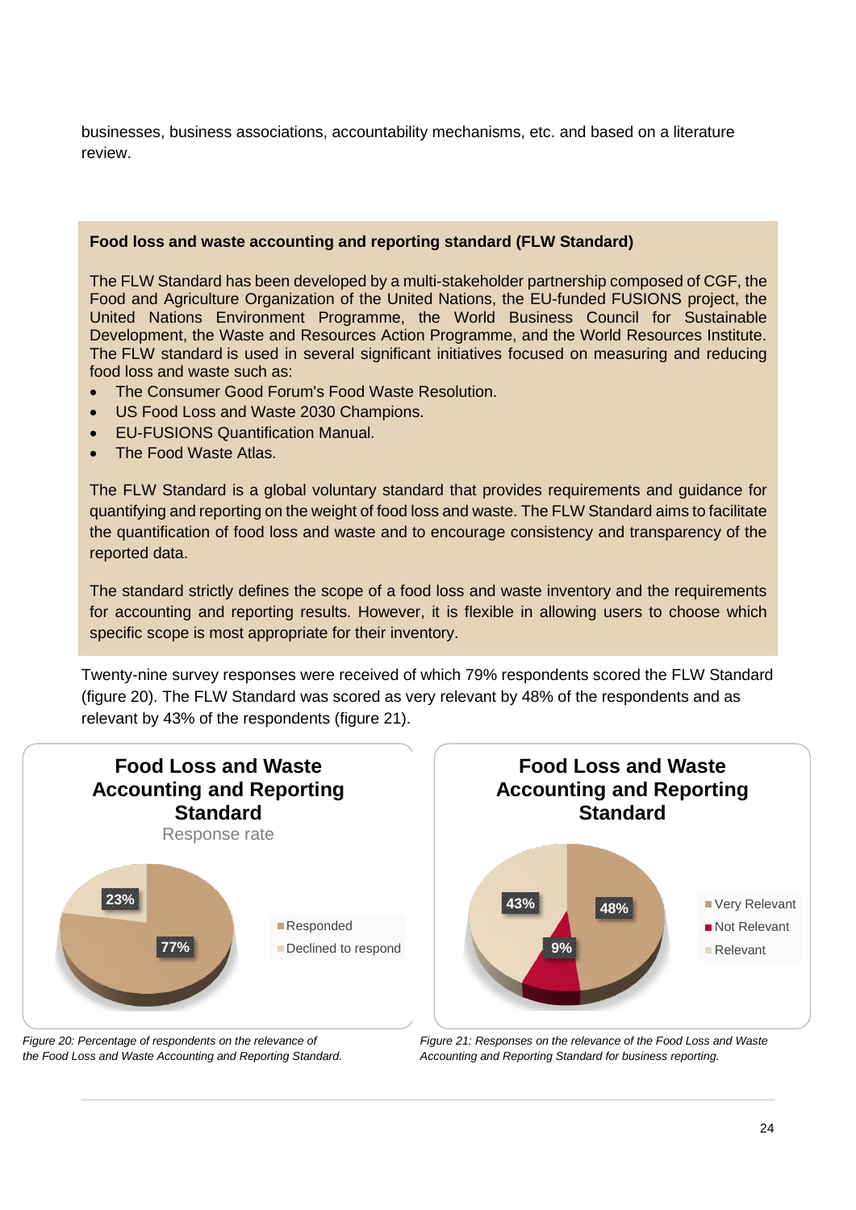businesses, business associations, accountability mechanisms, etc. and based on a literature review.

**Food loss and waste accounting and reporting standard (FLW Standard)**

The FLW Standard has been developed by a multi-stakeholder partnership composed of CGF, the Food and Agriculture Organization of the United Nations, the EU-funded FUSIONS project, the United Nations Environment Programme, the World Business Council for Sustainable Development, the Waste and Resources Action Programme, and the World Resources Institute. The FLW standard is used in several significant initiatives focused on measuring and reducing food loss and waste such as:

- The Consumer Good Forum's Food Waste Resolution.
- US Food Loss and Waste 2030 Champions.
- EU-FUSIONS Quantification Manual.
- The Food Waste Atlas.

The FLW Standard is a global voluntary standard that provides requirements and guidance for quantifying and reporting on the weight of food loss and waste. The FLW Standard aims to facilitate the quantification of food loss and waste and to encourage consistency and transparency of the reported data.

The standard strictly defines the scope of a food loss and waste inventory and the requirements for accounting and reporting results. However, it is flexible in allowing users to choose which specific scope is most appropriate for their inventory.

Twenty-nine survey responses were received of which 79% respondents scored the FLW Standard (figure 20). The FLW Standard was scored as very relevant by 48% of the respondents and as relevant by 43% of the respondents (figure 21).

**Food Loss and Waste Accounting and Reporting Standard**
Response rate

| Response | Percentage |
| --- | --- |
| Responded | 77% |
| Declined to respond | 23% |

*Figure 20: Percentage of respondents on the relevance of the Food Loss and Waste Accounting and Reporting Standard.*

**Food Loss and Waste Accounting and Reporting Standard**

| Response | Percentage |
| --- | --- |
| Very Relevant | 48% |
| Not Relevant | 9% |
| Relevant | 43% |

*Figure 21: Responses on the relevance of the Food Loss and Waste Accounting and Reporting Standard for business reporting.*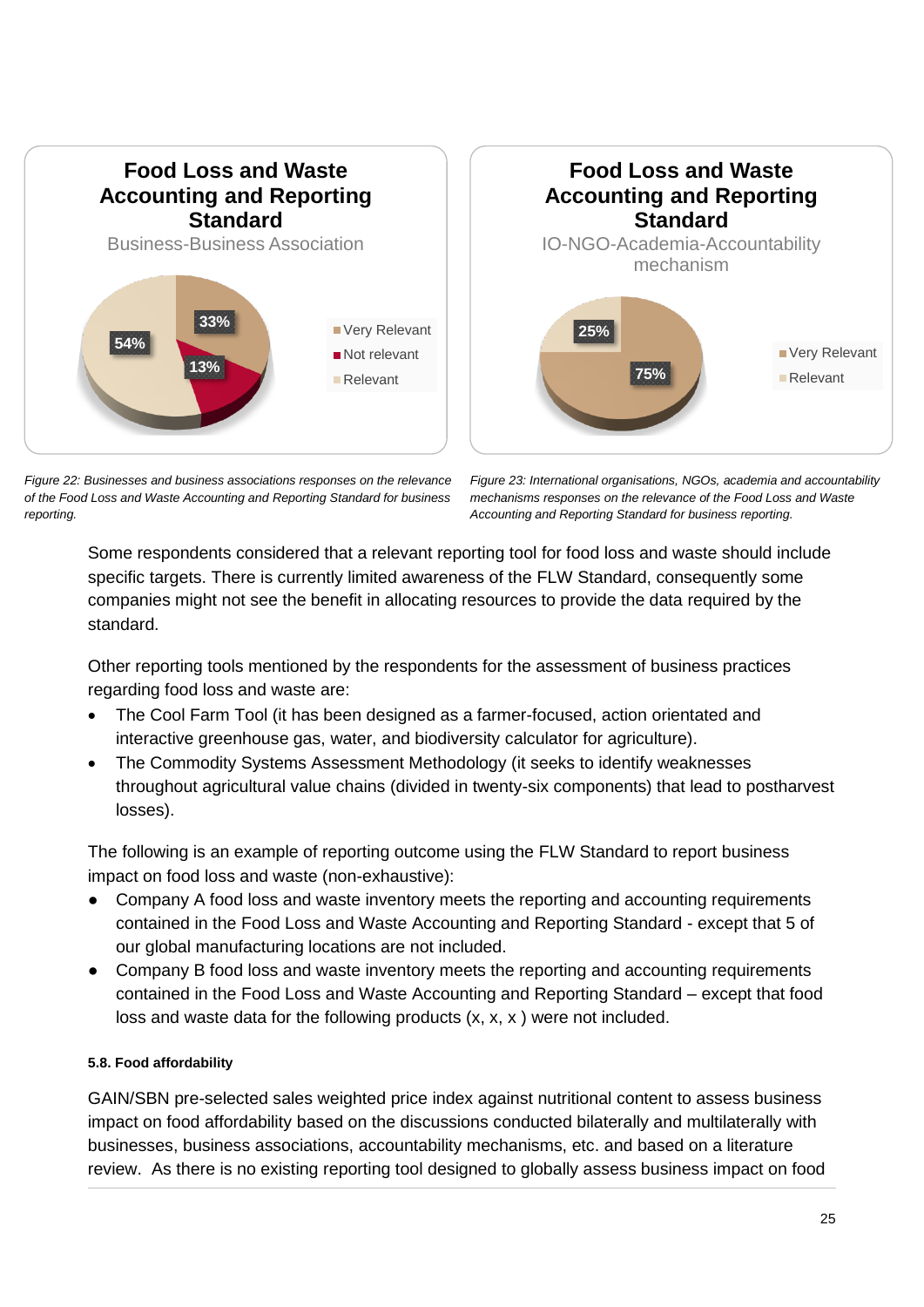*Figure 22: Businesses and business associations responses on the relevance of the Food Loss and Waste Accounting and Reporting Standard for business reporting.*

*Figure 23: International organisations, NGOs, academia and accountability mechanisms responses on the relevance of the Food Loss and Waste Accounting and Reporting Standard for business reporting.*

Some respondents considered that a relevant reporting tool for food loss and waste should include specific targets. There is currently limited awareness of the FLW Standard, consequently some companies might not see the benefit in allocating resources to provide the data required by the standard.

Other reporting tools mentioned by the respondents for the assessment of business practices regarding food loss and waste are:

- The Cool Farm Tool (it has been designed as a farmer-focused, action orientated and interactive greenhouse gas, water, and biodiversity calculator for agriculture).
- The Commodity Systems Assessment Methodology (it seeks to identify weaknesses throughout agricultural value chains (divided in twenty-six components) that lead to postharvest losses).

The following is an example of reporting outcome using the FLW Standard to report business impact on food loss and waste (non-exhaustive):

- Company A food loss and waste inventory meets the reporting and accounting requirements contained in the Food Loss and Waste Accounting and Reporting Standard - except that 5 of our global manufacturing locations are not included.
- Company B food loss and waste inventory meets the reporting and accounting requirements contained in the Food Loss and Waste Accounting and Reporting Standard – except that food loss and waste data for the following products (x, x, x ) were not included.

#### 5.8. Food affordability

GAIN/SBN pre-selected sales weighted price index against nutritional content to assess business impact on food affordability based on the discussions conducted bilaterally and multilaterally with businesses, business associations, accountability mechanisms, etc. and based on a literature review. As there is no existing reporting tool designed to globally assess business impact on food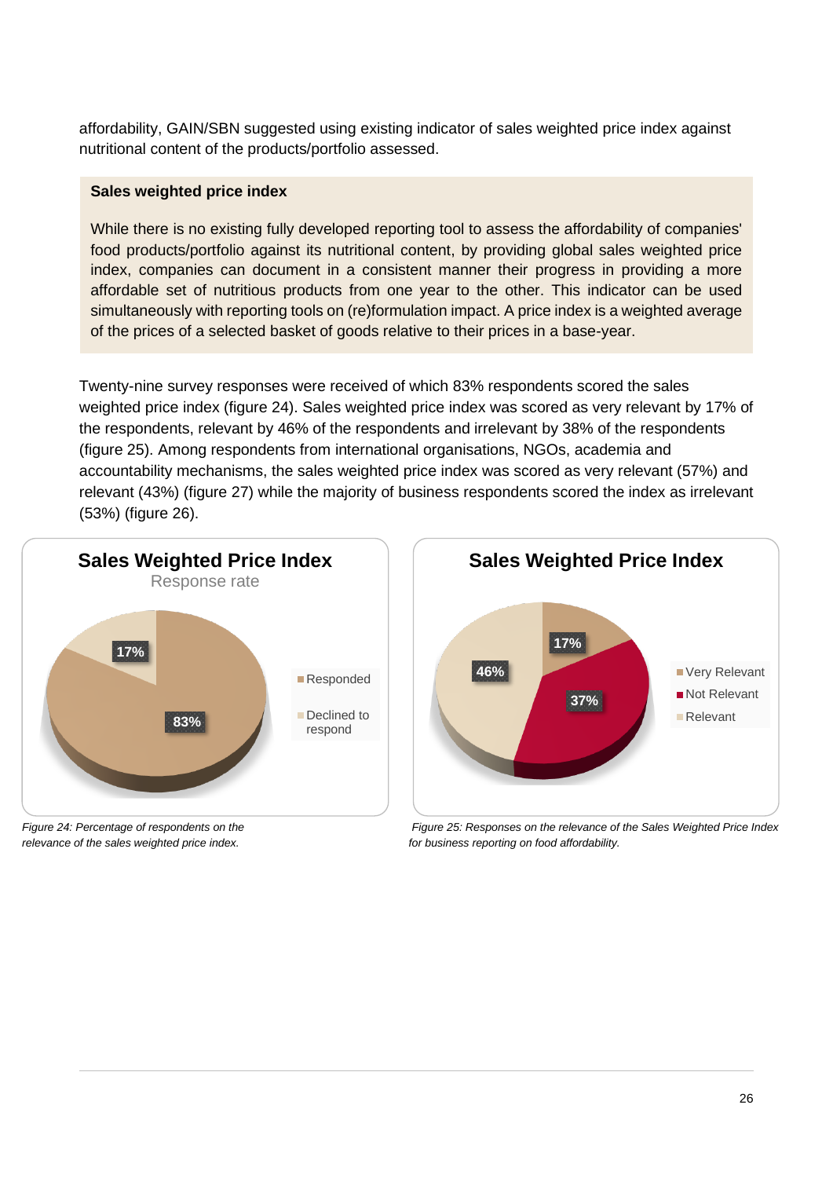affordability, GAIN/SBN suggested using existing indicator of sales weighted price index against nutritional content of the products/portfolio assessed.

**Sales weighted price index**

While there is no existing fully developed reporting tool to assess the affordability of companies' food products/portfolio against its nutritional content, by providing global sales weighted price index, companies can document in a consistent manner their progress in providing a more affordable set of nutritious products from one year to the other. This indicator can be used simultaneously with reporting tools on (re)formulation impact. A price index is a weighted average of the prices of a selected basket of goods relative to their prices in a base-year.

Twenty-nine survey responses were received of which 83% respondents scored the sales weighted price index (figure 24). Sales weighted price index was scored as very relevant by 17% of the respondents, relevant by 46% of the respondents and irrelevant by 38% of the respondents (figure 25). Among respondents from international organisations, NGOs, academia and accountability mechanisms, the sales weighted price index was scored as very relevant (57%) and relevant (43%) (figure 27) while the majority of business respondents scored the index as irrelevant (53%) (figure 26).

**Sales Weighted Price Index**
Response rate

- Responded: 83%
- Declined to respond: 17%

*Figure 24: Percentage of respondents on the relevance of the sales weighted price index.*

**Sales Weighted Price Index**

- Very Relevant: 17%
- Not Relevant: 37%
- Relevant: 46%

*Figure 25: Responses on the relevance of the Sales Weighted Price Index for business reporting on food affordability.*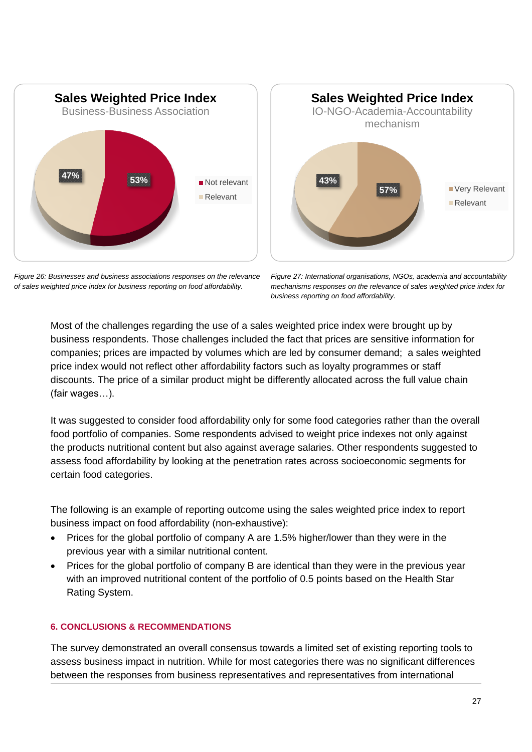**Sales Weighted Price Index**
Business-Business Association

- Not relevant: 53%
- Relevant: 47%

*Figure 26: Businesses and business associations responses on the relevance of sales weighted price index for business reporting on food affordability.*

**Sales Weighted Price Index**
IO-NGO-Academia-Accountability mechanism

- Very Relevant: 57%
- Relevant: 43%

*Figure 27: International organisations, NGOs, academia and accountability mechanisms responses on the relevance of sales weighted price index for business reporting on food affordability.*

Most of the challenges regarding the use of a sales weighted price index were brought up by business respondents. Those challenges included the fact that prices are sensitive information for companies; prices are impacted by volumes which are led by consumer demand; a sales weighted price index would not reflect other affordability factors such as loyalty programmes or staff discounts. The price of a similar product might be differently allocated across the full value chain (fair wages…).

It was suggested to consider food affordability only for some food categories rather than the overall food portfolio of companies. Some respondents advised to weight price indexes not only against the products nutritional content but also against average salaries. Other respondents suggested to assess food affordability by looking at the penetration rates across socioeconomic segments for certain food categories.

The following is an example of reporting outcome using the sales weighted price index to report business impact on food affordability (non-exhaustive):

- Prices for the global portfolio of company A are 1.5% higher/lower than they were in the previous year with a similar nutritional content.
- Prices for the global portfolio of company B are identical than they were in the previous year with an improved nutritional content of the portfolio of 0.5 points based on the Health Star Rating System.

## 6. CONCLUSIONS & RECOMMENDATIONS

The survey demonstrated an overall consensus towards a limited set of existing reporting tools to assess business impact in nutrition. While for most categories there was no significant differences between the responses from business representatives and representatives from international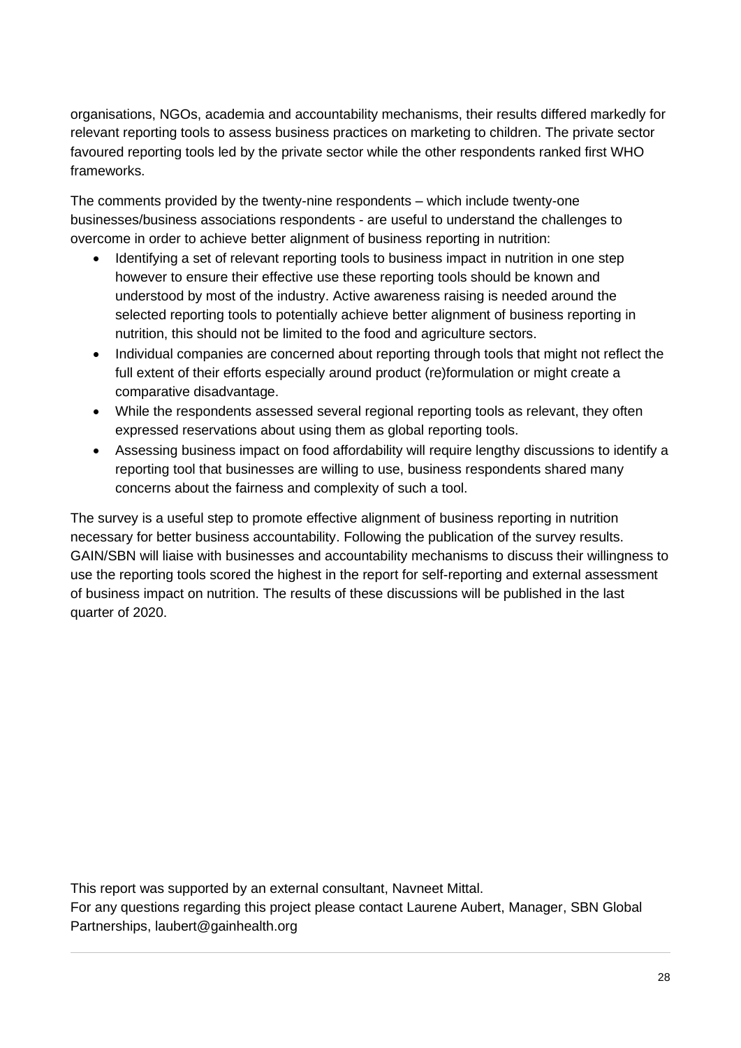organisations, NGOs, academia and accountability mechanisms, their results differed markedly for relevant reporting tools to assess business practices on marketing to children. The private sector favoured reporting tools led by the private sector while the other respondents ranked first WHO frameworks.

The comments provided by the twenty-nine respondents – which include twenty-one businesses/business associations respondents - are useful to understand the challenges to overcome in order to achieve better alignment of business reporting in nutrition:

- Identifying a set of relevant reporting tools to business impact in nutrition in one step however to ensure their effective use these reporting tools should be known and understood by most of the industry. Active awareness raising is needed around the selected reporting tools to potentially achieve better alignment of business reporting in nutrition, this should not be limited to the food and agriculture sectors.
- Individual companies are concerned about reporting through tools that might not reflect the full extent of their efforts especially around product (re)formulation or might create a comparative disadvantage.
- While the respondents assessed several regional reporting tools as relevant, they often expressed reservations about using them as global reporting tools.
- Assessing business impact on food affordability will require lengthy discussions to identify a reporting tool that businesses are willing to use, business respondents shared many concerns about the fairness and complexity of such a tool.

The survey is a useful step to promote effective alignment of business reporting in nutrition necessary for better business accountability. Following the publication of the survey results. GAIN/SBN will liaise with businesses and accountability mechanisms to discuss their willingness to use the reporting tools scored the highest in the report for self-reporting and external assessment of business impact on nutrition. The results of these discussions will be published in the last quarter of 2020.

This report was supported by an external consultant, Navneet Mittal.
For any questions regarding this project please contact Laurene Aubert, Manager, SBN Global Partnerships, laubert@gainhealth.org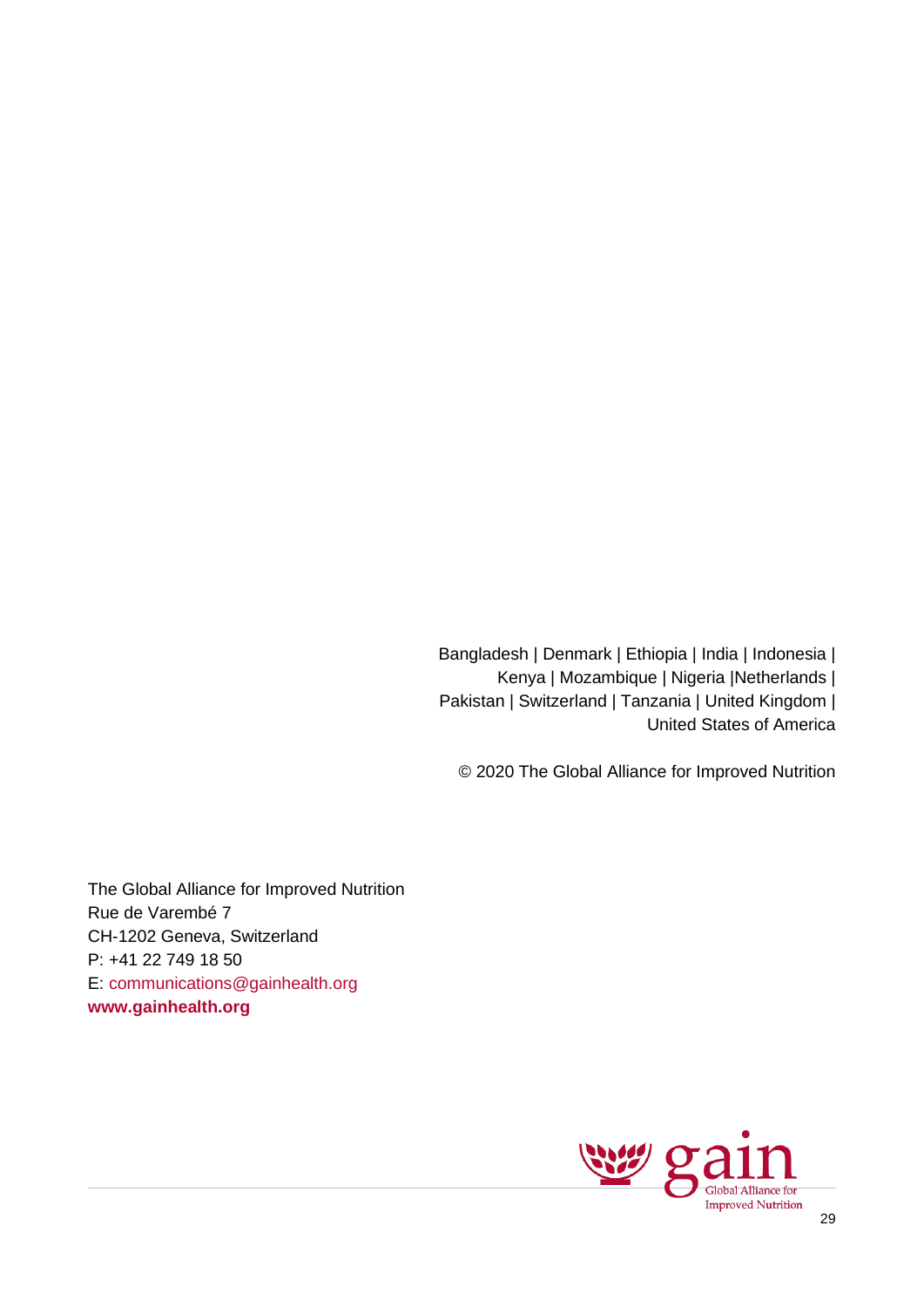Bangladesh | Denmark | Ethiopia | India | Indonesia | Kenya | Mozambique | Nigeria |Netherlands | Pakistan | Switzerland | Tanzania | United Kingdom | United States of America

© 2020 The Global Alliance for Improved Nutrition

The Global Alliance for Improved Nutrition
Rue de Varembé 7
CH-1202 Geneva, Switzerland
P: +41 22 749 18 50
E: communications@gainhealth.org
**www.gainhealth.org**

gain Global Alliance for Improved Nutrition